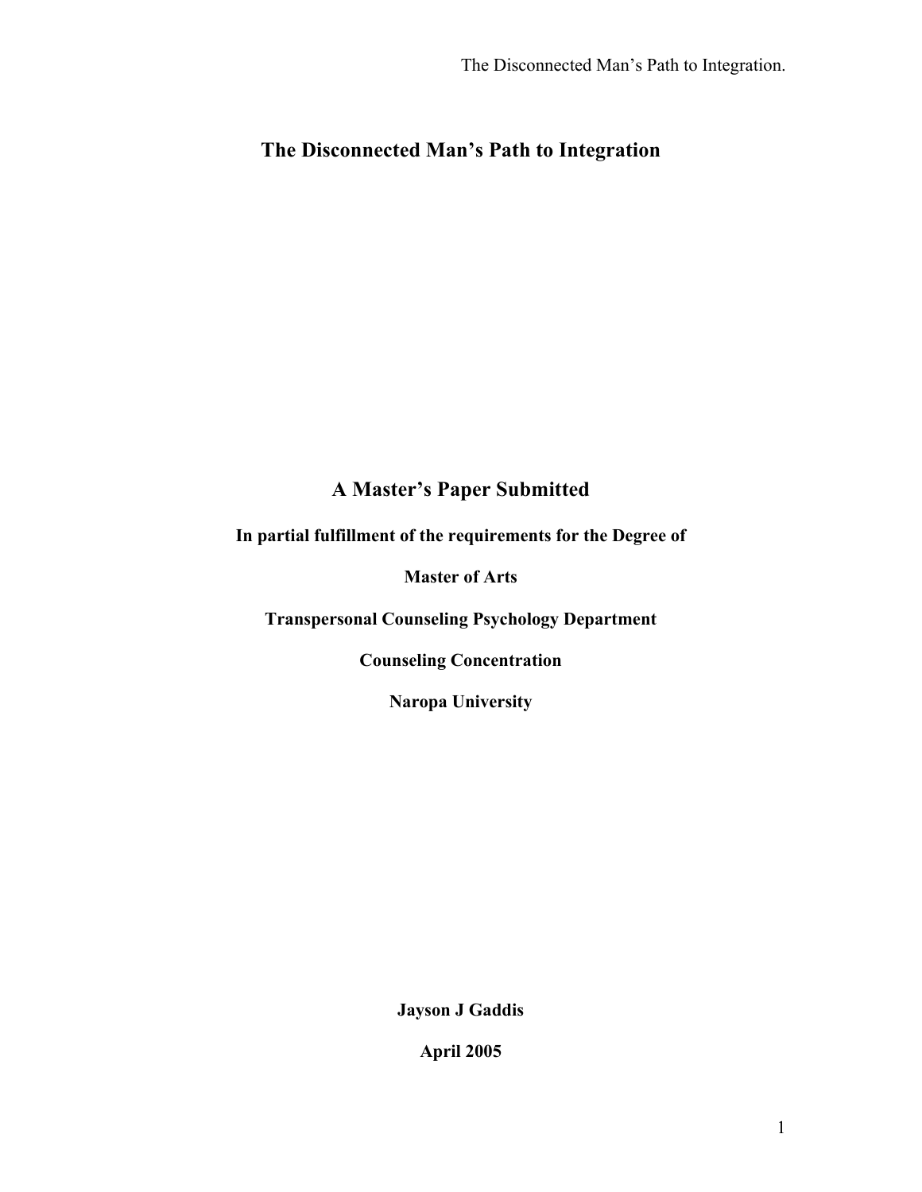# The Disconnected Man's Path to Integration

**A Master's Paper Submitted**

**In partial fulfillment of the requirements for the Degree of**

**Master of Arts**

**Transpersonal Counseling Psychology Department**

**Counseling Concentration**

**Naropa University**

**Jayson J Gaddis**

**April 2005**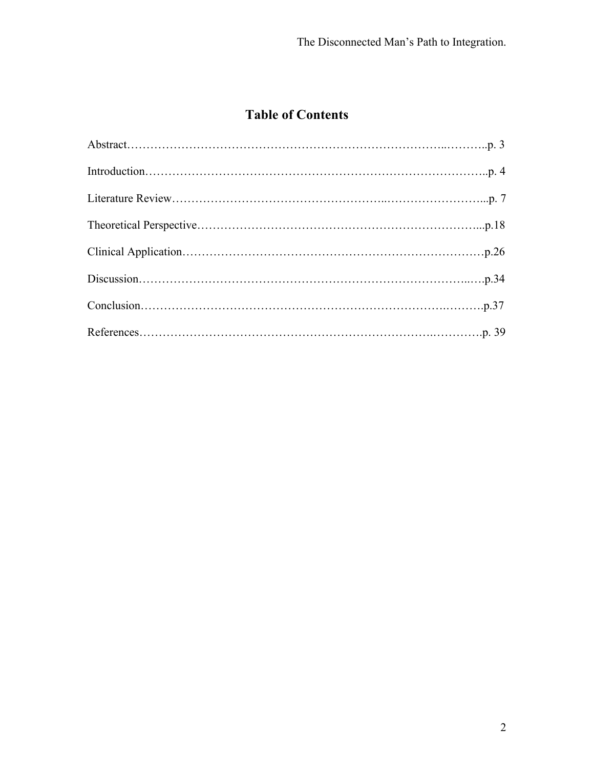# Table of Contents

Abstract……………………………………………………………………..………..p. 3

Introduction…………………………………………………………………………..p. 4

Literature Review……………………………….…………..……………….……...p. 7

Theoretical Perspective……………………………………………………………...p.18

Clinical Application…………………………………………………………………p.26

Discussion…………………………………………………………………...….p.34

Conclusion…………………………………………………………….……….p.37

References………………………………………………………….………….p. 39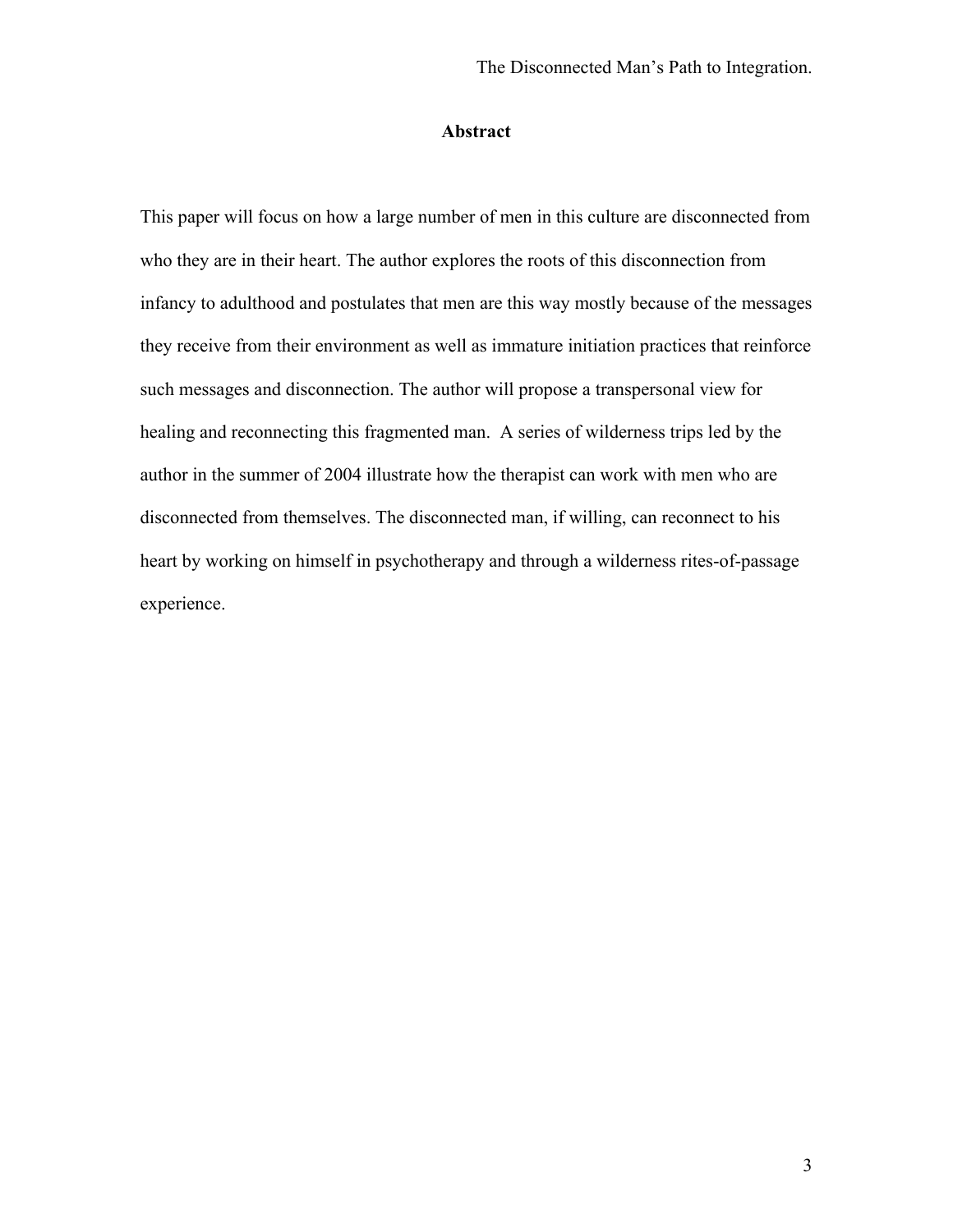## Abstract

This paper will focus on how a large number of men in this culture are disconnected from who they are in their heart. The author explores the roots of this disconnection from infancy to adulthood and postulates that men are this way mostly because of the messages they receive from their environment as well as immature initiation practices that reinforce such messages and disconnection. The author will propose a transpersonal view for healing and reconnecting this fragmented man. A series of wilderness trips led by the author in the summer of 2004 illustrate how the therapist can work with men who are disconnected from themselves. The disconnected man, if willing, can reconnect to his heart by working on himself in psychotherapy and through a wilderness rites-of-passage experience.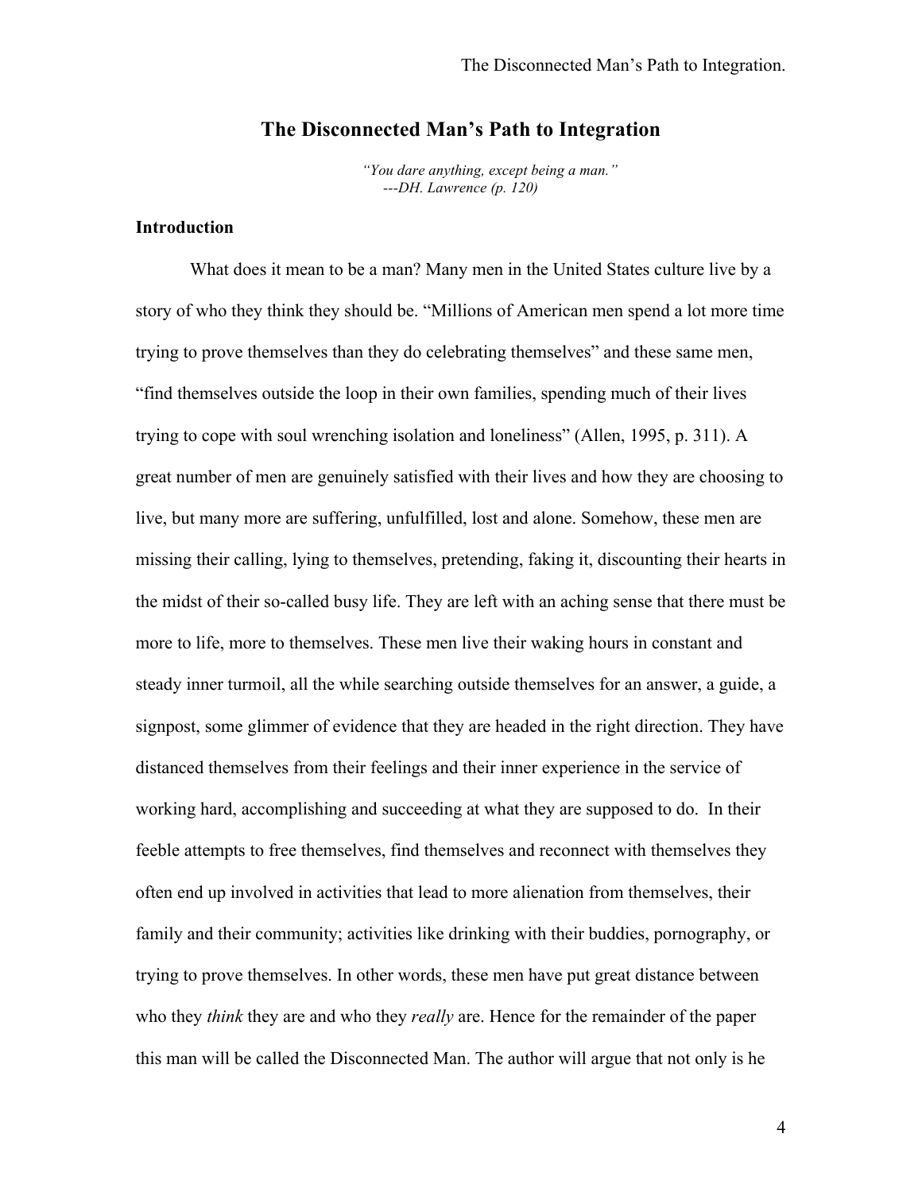## The Disconnected Man's Path to Integration

> *"You dare anything, except being a man."*
> *---DH. Lawrence (p. 120)*

### Introduction

What does it mean to be a man? Many men in the United States culture live by a story of who they think they should be. "Millions of American men spend a lot more time trying to prove themselves than they do celebrating themselves" and these same men, "find themselves outside the loop in their own families, spending much of their lives trying to cope with soul wrenching isolation and loneliness" (Allen, 1995, p. 311). A great number of men are genuinely satisfied with their lives and how they are choosing to live, but many more are suffering, unfulfilled, lost and alone. Somehow, these men are missing their calling, lying to themselves, pretending, faking it, discounting their hearts in the midst of their so-called busy life. They are left with an aching sense that there must be more to life, more to themselves. These men live their waking hours in constant and steady inner turmoil, all the while searching outside themselves for an answer, a guide, a signpost, some glimmer of evidence that they are headed in the right direction. They have distanced themselves from their feelings and their inner experience in the service of working hard, accomplishing and succeeding at what they are supposed to do. In their feeble attempts to free themselves, find themselves and reconnect with themselves they often end up involved in activities that lead to more alienation from themselves, their family and their community; activities like drinking with their buddies, pornography, or trying to prove themselves. In other words, these men have put great distance between who they *think* they are and who they *really* are. Hence for the remainder of the paper this man will be called the Disconnected Man. The author will argue that not only is he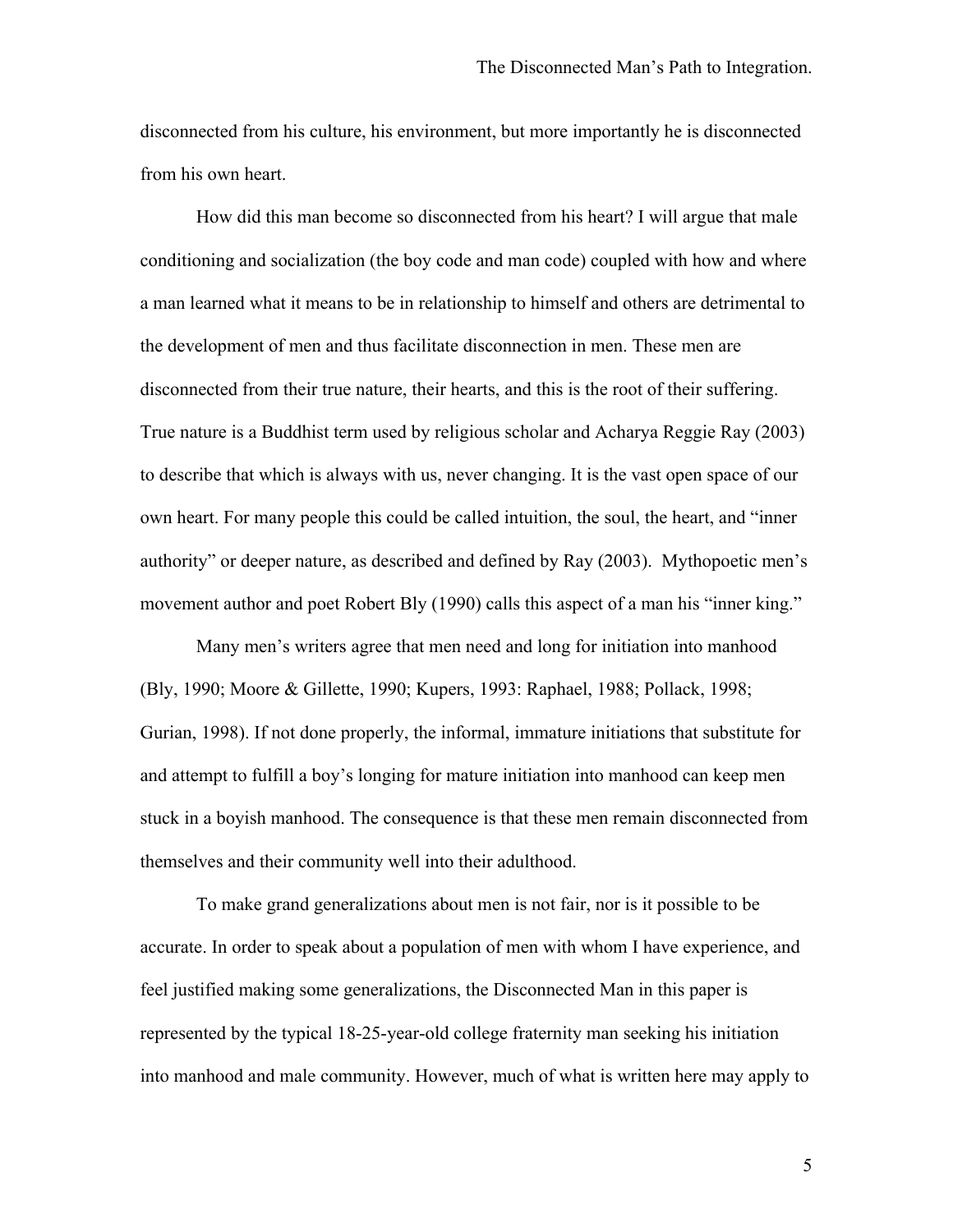disconnected from his culture, his environment, but more importantly he is disconnected from his own heart.

How did this man become so disconnected from his heart? I will argue that male conditioning and socialization (the boy code and man code) coupled with how and where a man learned what it means to be in relationship to himself and others are detrimental to the development of men and thus facilitate disconnection in men. These men are disconnected from their true nature, their hearts, and this is the root of their suffering. True nature is a Buddhist term used by religious scholar and Acharya Reggie Ray (2003) to describe that which is always with us, never changing. It is the vast open space of our own heart. For many people this could be called intuition, the soul, the heart, and "inner authority" or deeper nature, as described and defined by Ray (2003). Mythopoetic men's movement author and poet Robert Bly (1990) calls this aspect of a man his "inner king."

Many men's writers agree that men need and long for initiation into manhood (Bly, 1990; Moore & Gillette, 1990; Kupers, 1993: Raphael, 1988; Pollack, 1998; Gurian, 1998). If not done properly, the informal, immature initiations that substitute for and attempt to fulfill a boy's longing for mature initiation into manhood can keep men stuck in a boyish manhood. The consequence is that these men remain disconnected from themselves and their community well into their adulthood.

To make grand generalizations about men is not fair, nor is it possible to be accurate. In order to speak about a population of men with whom I have experience, and feel justified making some generalizations, the Disconnected Man in this paper is represented by the typical 18-25-year-old college fraternity man seeking his initiation into manhood and male community. However, much of what is written here may apply to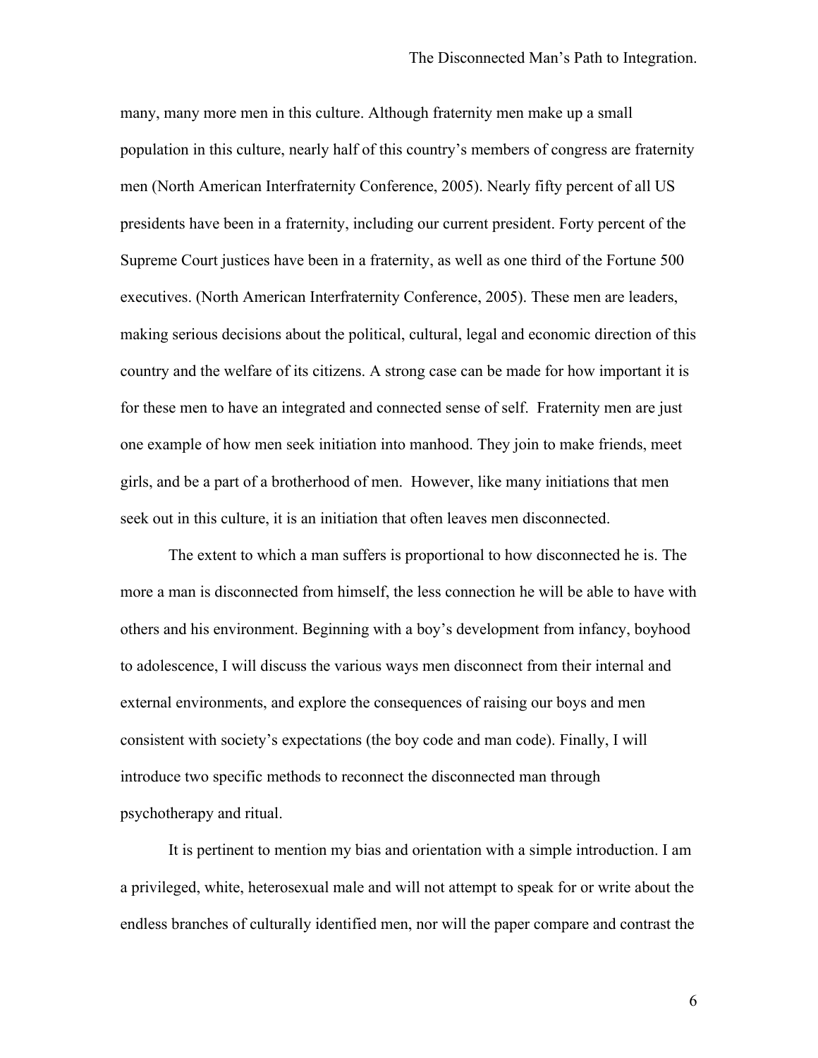many, many more men in this culture. Although fraternity men make up a small population in this culture, nearly half of this country's members of congress are fraternity men (North American Interfraternity Conference, 2005). Nearly fifty percent of all US presidents have been in a fraternity, including our current president. Forty percent of the Supreme Court justices have been in a fraternity, as well as one third of the Fortune 500 executives. (North American Interfraternity Conference, 2005). These men are leaders, making serious decisions about the political, cultural, legal and economic direction of this country and the welfare of its citizens. A strong case can be made for how important it is for these men to have an integrated and connected sense of self. Fraternity men are just one example of how men seek initiation into manhood. They join to make friends, meet girls, and be a part of a brotherhood of men. However, like many initiations that men seek out in this culture, it is an initiation that often leaves men disconnected.

The extent to which a man suffers is proportional to how disconnected he is. The more a man is disconnected from himself, the less connection he will be able to have with others and his environment. Beginning with a boy's development from infancy, boyhood to adolescence, I will discuss the various ways men disconnect from their internal and external environments, and explore the consequences of raising our boys and men consistent with society's expectations (the boy code and man code). Finally, I will introduce two specific methods to reconnect the disconnected man through psychotherapy and ritual.

It is pertinent to mention my bias and orientation with a simple introduction. I am a privileged, white, heterosexual male and will not attempt to speak for or write about the endless branches of culturally identified men, nor will the paper compare and contrast the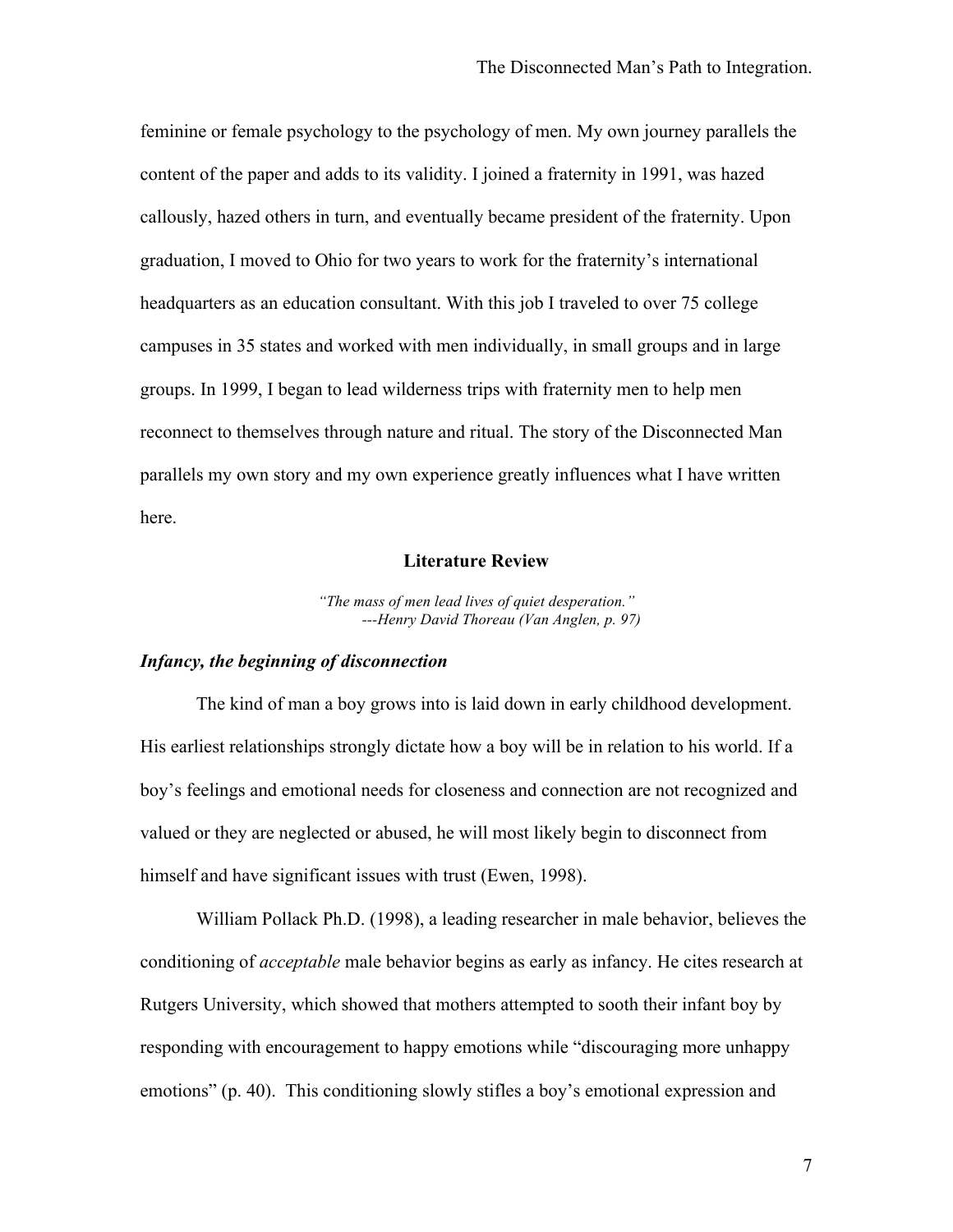feminine or female psychology to the psychology of men. My own journey parallels the content of the paper and adds to its validity. I joined a fraternity in 1991, was hazed callously, hazed others in turn, and eventually became president of the fraternity. Upon graduation, I moved to Ohio for two years to work for the fraternity's international headquarters as an education consultant. With this job I traveled to over 75 college campuses in 35 states and worked with men individually, in small groups and in large groups. In 1999, I began to lead wilderness trips with fraternity men to help men reconnect to themselves through nature and ritual. The story of the Disconnected Man parallels my own story and my own experience greatly influences what I have written here.

## Literature Review

> *"The mass of men lead lives of quiet desperation."*
> *---Henry David Thoreau (Van Anglen, p. 97)*

### *Infancy, the beginning of disconnection*

The kind of man a boy grows into is laid down in early childhood development. His earliest relationships strongly dictate how a boy will be in relation to his world. If a boy's feelings and emotional needs for closeness and connection are not recognized and valued or they are neglected or abused, he will most likely begin to disconnect from himself and have significant issues with trust (Ewen, 1998).

William Pollack Ph.D. (1998), a leading researcher in male behavior, believes the conditioning of *acceptable* male behavior begins as early as infancy. He cites research at Rutgers University, which showed that mothers attempted to sooth their infant boy by responding with encouragement to happy emotions while "discouraging more unhappy emotions" (p. 40). This conditioning slowly stifles a boy's emotional expression and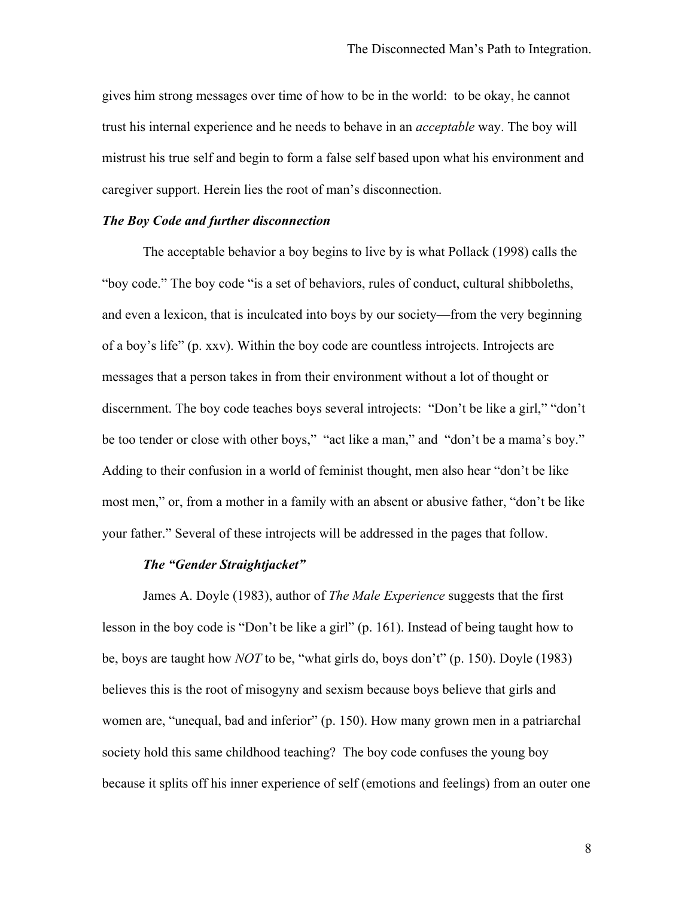gives him strong messages over time of how to be in the world: to be okay, he cannot trust his internal experience and he needs to behave in an *acceptable* way. The boy will mistrust his true self and begin to form a false self based upon what his environment and caregiver support. Herein lies the root of man's disconnection.

### *The Boy Code and further disconnection*

The acceptable behavior a boy begins to live by is what Pollack (1998) calls the "boy code." The boy code "is a set of behaviors, rules of conduct, cultural shibboleths, and even a lexicon, that is inculcated into boys by our society—from the very beginning of a boy's life" (p. xxv). Within the boy code are countless introjects. Introjects are messages that a person takes in from their environment without a lot of thought or discernment. The boy code teaches boys several introjects: "Don't be like a girl," "don't be too tender or close with other boys," "act like a man," and "don't be a mama's boy." Adding to their confusion in a world of feminist thought, men also hear "don't be like most men," or, from a mother in a family with an absent or abusive father, "don't be like your father." Several of these introjects will be addressed in the pages that follow.

#### *The "Gender Straightjacket"*

James A. Doyle (1983), author of *The Male Experience* suggests that the first lesson in the boy code is "Don't be like a girl" (p. 161). Instead of being taught how to be, boys are taught how *NOT* to be, "what girls do, boys don't" (p. 150). Doyle (1983) believes this is the root of misogyny and sexism because boys believe that girls and women are, "unequal, bad and inferior" (p. 150). How many grown men in a patriarchal society hold this same childhood teaching? The boy code confuses the young boy because it splits off his inner experience of self (emotions and feelings) from an outer one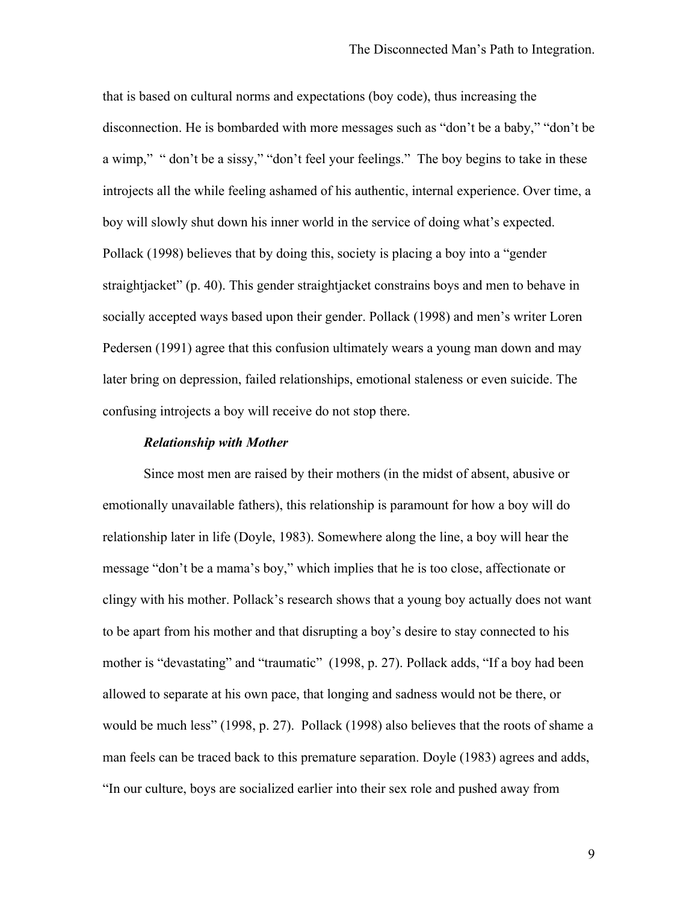that is based on cultural norms and expectations (boy code), thus increasing the disconnection. He is bombarded with more messages such as "don't be a baby," "don't be a wimp," " don't be a sissy," "don't feel your feelings." The boy begins to take in these introjects all the while feeling ashamed of his authentic, internal experience. Over time, a boy will slowly shut down his inner world in the service of doing what's expected. Pollack (1998) believes that by doing this, society is placing a boy into a "gender straightjacket" (p. 40). This gender straightjacket constrains boys and men to behave in socially accepted ways based upon their gender. Pollack (1998) and men's writer Loren Pedersen (1991) agree that this confusion ultimately wears a young man down and may later bring on depression, failed relationships, emotional staleness or even suicide. The confusing introjects a boy will receive do not stop there.

### *Relationship with Mother*

Since most men are raised by their mothers (in the midst of absent, abusive or emotionally unavailable fathers), this relationship is paramount for how a boy will do relationship later in life (Doyle, 1983). Somewhere along the line, a boy will hear the message "don't be a mama's boy," which implies that he is too close, affectionate or clingy with his mother. Pollack's research shows that a young boy actually does not want to be apart from his mother and that disrupting a boy's desire to stay connected to his mother is "devastating" and "traumatic" (1998, p. 27). Pollack adds, "If a boy had been allowed to separate at his own pace, that longing and sadness would not be there, or would be much less" (1998, p. 27). Pollack (1998) also believes that the roots of shame a man feels can be traced back to this premature separation. Doyle (1983) agrees and adds, "In our culture, boys are socialized earlier into their sex role and pushed away from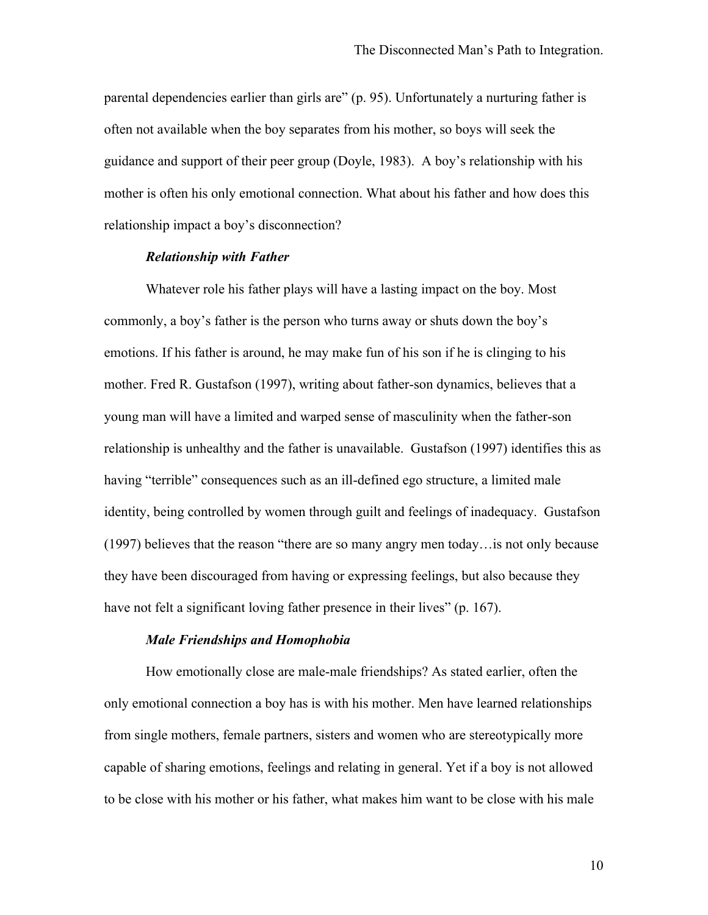parental dependencies earlier than girls are" (p. 95). Unfortunately a nurturing father is often not available when the boy separates from his mother, so boys will seek the guidance and support of their peer group (Doyle, 1983). A boy's relationship with his mother is often his only emotional connection. What about his father and how does this relationship impact a boy's disconnection?

### *Relationship with Father*

Whatever role his father plays will have a lasting impact on the boy. Most commonly, a boy's father is the person who turns away or shuts down the boy's emotions. If his father is around, he may make fun of his son if he is clinging to his mother. Fred R. Gustafson (1997), writing about father-son dynamics, believes that a young man will have a limited and warped sense of masculinity when the father-son relationship is unhealthy and the father is unavailable. Gustafson (1997) identifies this as having "terrible" consequences such as an ill-defined ego structure, a limited male identity, being controlled by women through guilt and feelings of inadequacy. Gustafson (1997) believes that the reason "there are so many angry men today…is not only because they have been discouraged from having or expressing feelings, but also because they have not felt a significant loving father presence in their lives" (p. 167).

### *Male Friendships and Homophobia*

How emotionally close are male-male friendships? As stated earlier, often the only emotional connection a boy has is with his mother. Men have learned relationships from single mothers, female partners, sisters and women who are stereotypically more capable of sharing emotions, feelings and relating in general. Yet if a boy is not allowed to be close with his mother or his father, what makes him want to be close with his male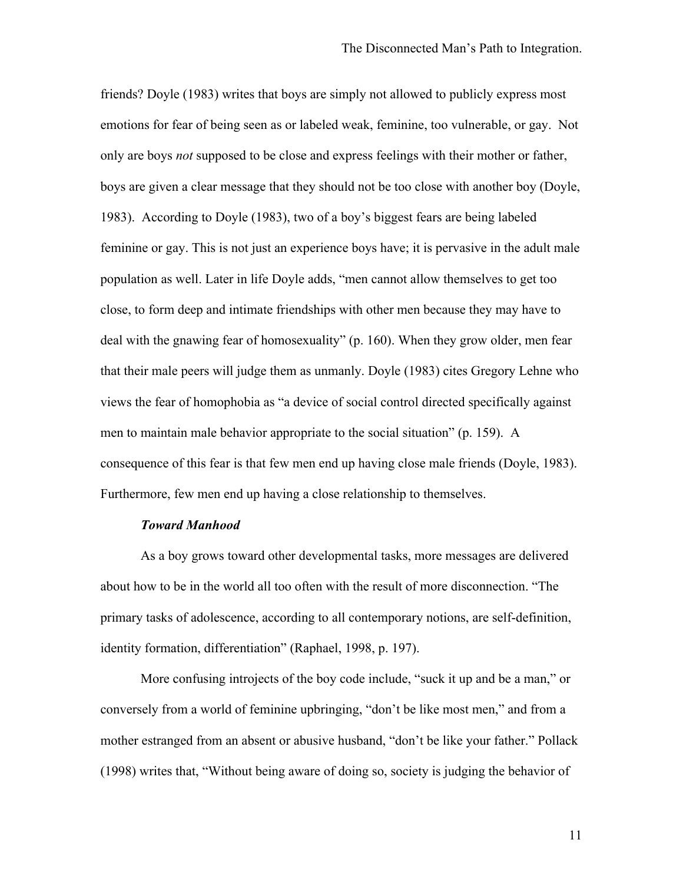friends? Doyle (1983) writes that boys are simply not allowed to publicly express most emotions for fear of being seen as or labeled weak, feminine, too vulnerable, or gay. Not only are boys *not* supposed to be close and express feelings with their mother or father, boys are given a clear message that they should not be too close with another boy (Doyle, 1983). According to Doyle (1983), two of a boy's biggest fears are being labeled feminine or gay. This is not just an experience boys have; it is pervasive in the adult male population as well. Later in life Doyle adds, "men cannot allow themselves to get too close, to form deep and intimate friendships with other men because they may have to deal with the gnawing fear of homosexuality" (p. 160). When they grow older, men fear that their male peers will judge them as unmanly. Doyle (1983) cites Gregory Lehne who views the fear of homophobia as "a device of social control directed specifically against men to maintain male behavior appropriate to the social situation" (p. 159). A consequence of this fear is that few men end up having close male friends (Doyle, 1983). Furthermore, few men end up having a close relationship to themselves.

### *Toward Manhood*

As a boy grows toward other developmental tasks, more messages are delivered about how to be in the world all too often with the result of more disconnection. "The primary tasks of adolescence, according to all contemporary notions, are self-definition, identity formation, differentiation" (Raphael, 1998, p. 197).

More confusing introjects of the boy code include, "suck it up and be a man," or conversely from a world of feminine upbringing, "don't be like most men," and from a mother estranged from an absent or abusive husband, "don't be like your father." Pollack (1998) writes that, "Without being aware of doing so, society is judging the behavior of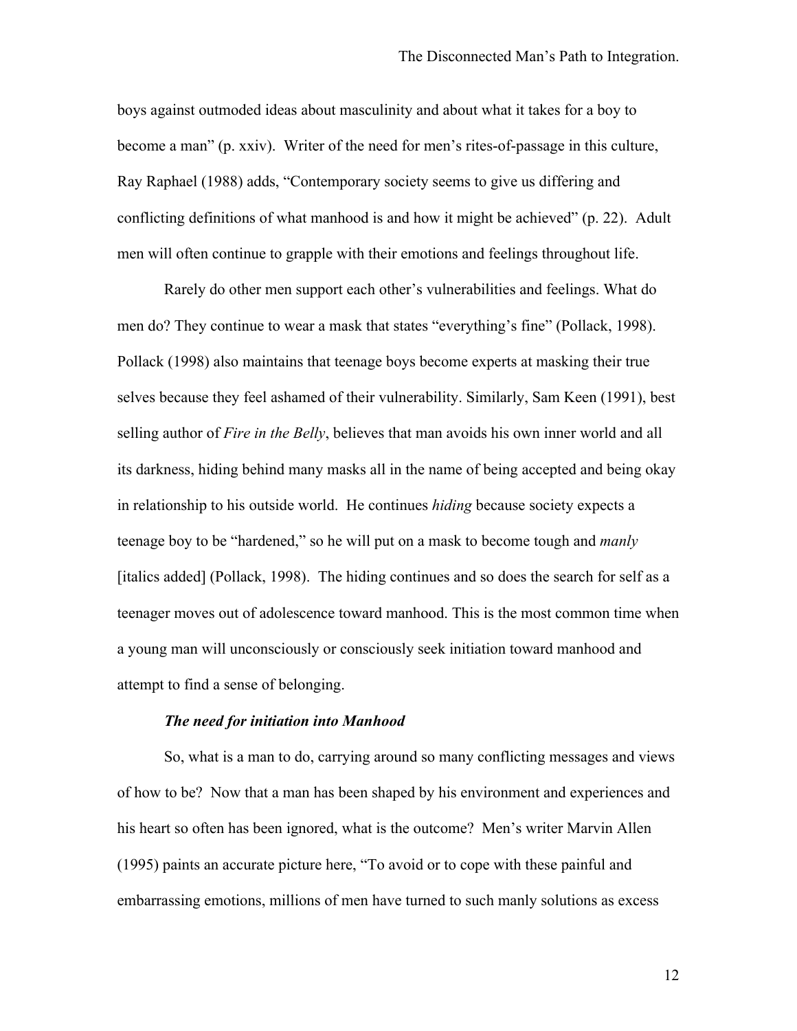boys against outmoded ideas about masculinity and about what it takes for a boy to become a man" (p. xxiv). Writer of the need for men's rites-of-passage in this culture, Ray Raphael (1988) adds, "Contemporary society seems to give us differing and conflicting definitions of what manhood is and how it might be achieved" (p. 22). Adult men will often continue to grapple with their emotions and feelings throughout life.

Rarely do other men support each other's vulnerabilities and feelings. What do men do? They continue to wear a mask that states "everything's fine" (Pollack, 1998). Pollack (1998) also maintains that teenage boys become experts at masking their true selves because they feel ashamed of their vulnerability. Similarly, Sam Keen (1991), best selling author of *Fire in the Belly*, believes that man avoids his own inner world and all its darkness, hiding behind many masks all in the name of being accepted and being okay in relationship to his outside world. He continues *hiding* because society expects a teenage boy to be "hardened," so he will put on a mask to become tough and *manly* [italics added] (Pollack, 1998). The hiding continues and so does the search for self as a teenager moves out of adolescence toward manhood. This is the most common time when a young man will unconsciously or consciously seek initiation toward manhood and attempt to find a sense of belonging.

***The need for initiation into Manhood***

So, what is a man to do, carrying around so many conflicting messages and views of how to be? Now that a man has been shaped by his environment and experiences and his heart so often has been ignored, what is the outcome? Men's writer Marvin Allen (1995) paints an accurate picture here, "To avoid or to cope with these painful and embarrassing emotions, millions of men have turned to such manly solutions as excess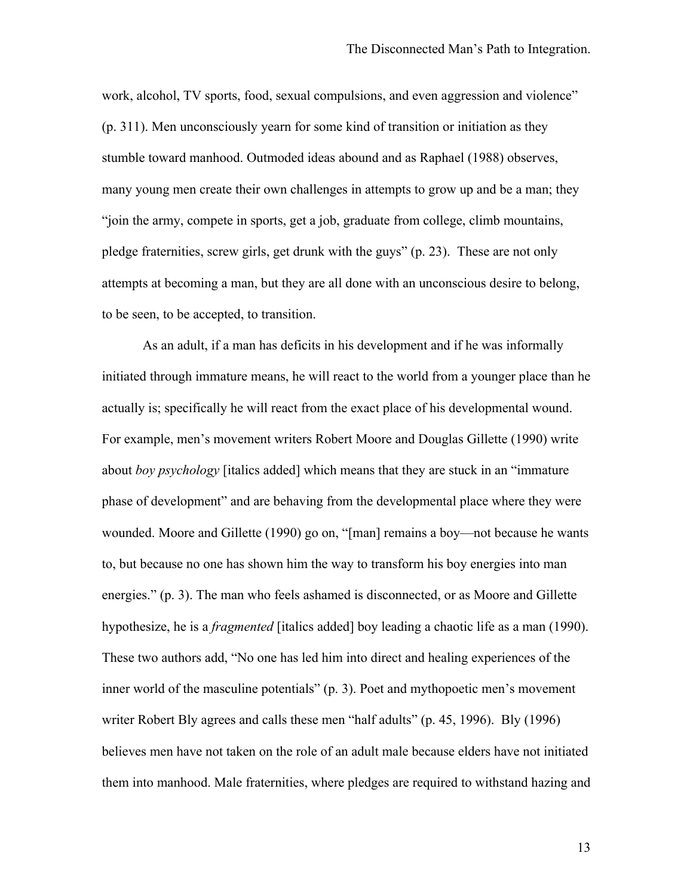work, alcohol, TV sports, food, sexual compulsions, and even aggression and violence" (p. 311). Men unconsciously yearn for some kind of transition or initiation as they stumble toward manhood. Outmoded ideas abound and as Raphael (1988) observes, many young men create their own challenges in attempts to grow up and be a man; they "join the army, compete in sports, get a job, graduate from college, climb mountains, pledge fraternities, screw girls, get drunk with the guys" (p. 23). These are not only attempts at becoming a man, but they are all done with an unconscious desire to belong, to be seen, to be accepted, to transition.

As an adult, if a man has deficits in his development and if he was informally initiated through immature means, he will react to the world from a younger place than he actually is; specifically he will react from the exact place of his developmental wound. For example, men's movement writers Robert Moore and Douglas Gillette (1990) write about *boy psychology* [italics added] which means that they are stuck in an "immature phase of development" and are behaving from the developmental place where they were wounded. Moore and Gillette (1990) go on, "[man] remains a boy—not because he wants to, but because no one has shown him the way to transform his boy energies into man energies." (p. 3). The man who feels ashamed is disconnected, or as Moore and Gillette hypothesize, he is a *fragmented* [italics added] boy leading a chaotic life as a man (1990). These two authors add, "No one has led him into direct and healing experiences of the inner world of the masculine potentials" (p. 3). Poet and mythopoetic men's movement writer Robert Bly agrees and calls these men "half adults" (p. 45, 1996). Bly (1996) believes men have not taken on the role of an adult male because elders have not initiated them into manhood. Male fraternities, where pledges are required to withstand hazing and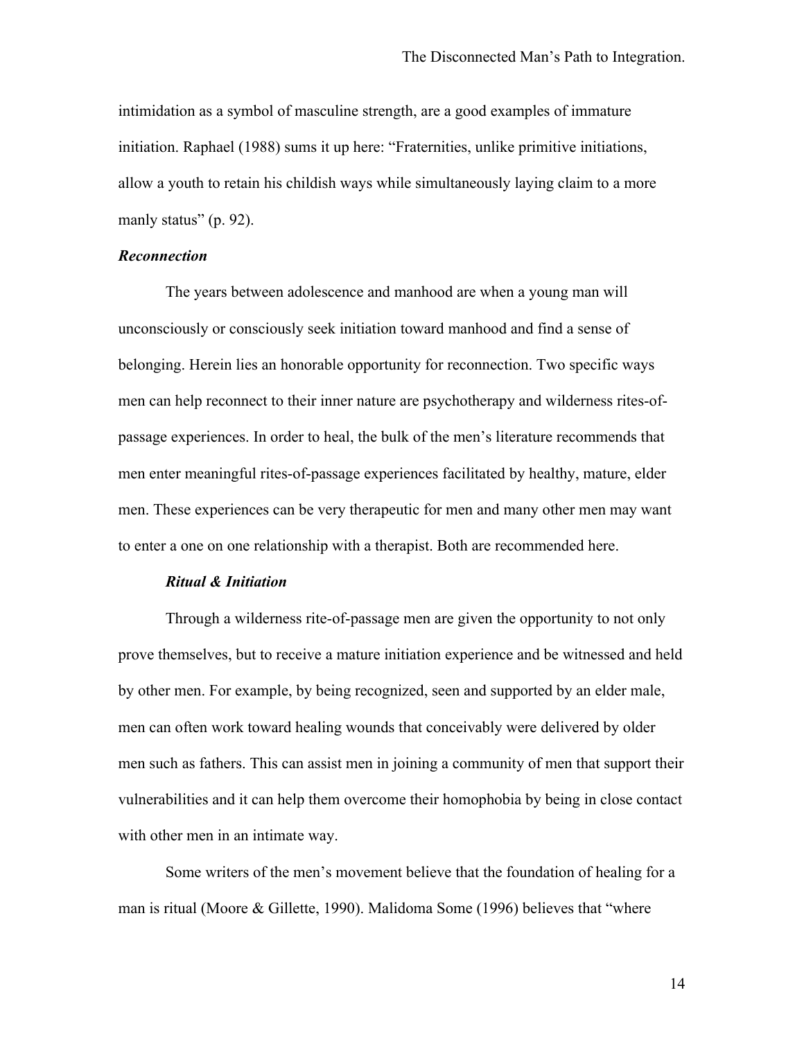intimidation as a symbol of masculine strength, are a good examples of immature initiation. Raphael (1988) sums it up here: “Fraternities, unlike primitive initiations, allow a youth to retain his childish ways while simultaneously laying claim to a more manly status” (p. 92).

### *Reconnection*

The years between adolescence and manhood are when a young man will unconsciously or consciously seek initiation toward manhood and find a sense of belonging. Herein lies an honorable opportunity for reconnection. Two specific ways men can help reconnect to their inner nature are psychotherapy and wilderness rites-of-passage experiences. In order to heal, the bulk of the men’s literature recommends that men enter meaningful rites-of-passage experiences facilitated by healthy, mature, elder men. These experiences can be very therapeutic for men and many other men may want to enter a one on one relationship with a therapist. Both are recommended here.

#### *Ritual & Initiation*

Through a wilderness rite-of-passage men are given the opportunity to not only prove themselves, but to receive a mature initiation experience and be witnessed and held by other men. For example, by being recognized, seen and supported by an elder male, men can often work toward healing wounds that conceivably were delivered by older men such as fathers. This can assist men in joining a community of men that support their vulnerabilities and it can help them overcome their homophobia by being in close contact with other men in an intimate way.

Some writers of the men’s movement believe that the foundation of healing for a man is ritual (Moore & Gillette, 1990). Malidoma Some (1996) believes that “where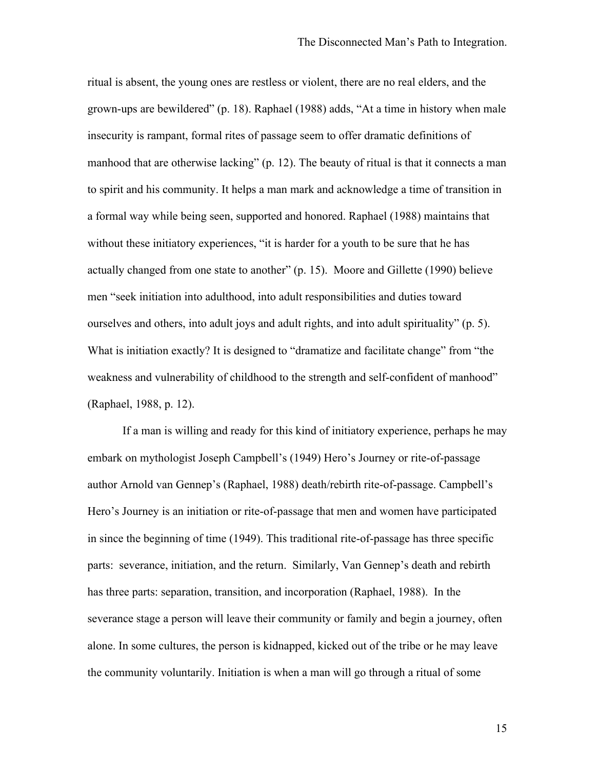ritual is absent, the young ones are restless or violent, there are no real elders, and the grown-ups are bewildered" (p. 18). Raphael (1988) adds, "At a time in history when male insecurity is rampant, formal rites of passage seem to offer dramatic definitions of manhood that are otherwise lacking" (p. 12). The beauty of ritual is that it connects a man to spirit and his community. It helps a man mark and acknowledge a time of transition in a formal way while being seen, supported and honored. Raphael (1988) maintains that without these initiatory experiences, "it is harder for a youth to be sure that he has actually changed from one state to another" (p. 15). Moore and Gillette (1990) believe men "seek initiation into adulthood, into adult responsibilities and duties toward ourselves and others, into adult joys and adult rights, and into adult spirituality" (p. 5). What is initiation exactly? It is designed to "dramatize and facilitate change" from "the weakness and vulnerability of childhood to the strength and self-confident of manhood" (Raphael, 1988, p. 12).

If a man is willing and ready for this kind of initiatory experience, perhaps he may embark on mythologist Joseph Campbell's (1949) Hero's Journey or rite-of-passage author Arnold van Gennep's (Raphael, 1988) death/rebirth rite-of-passage. Campbell's Hero's Journey is an initiation or rite-of-passage that men and women have participated in since the beginning of time (1949). This traditional rite-of-passage has three specific parts: severance, initiation, and the return. Similarly, Van Gennep's death and rebirth has three parts: separation, transition, and incorporation (Raphael, 1988). In the severance stage a person will leave their community or family and begin a journey, often alone. In some cultures, the person is kidnapped, kicked out of the tribe or he may leave the community voluntarily. Initiation is when a man will go through a ritual of some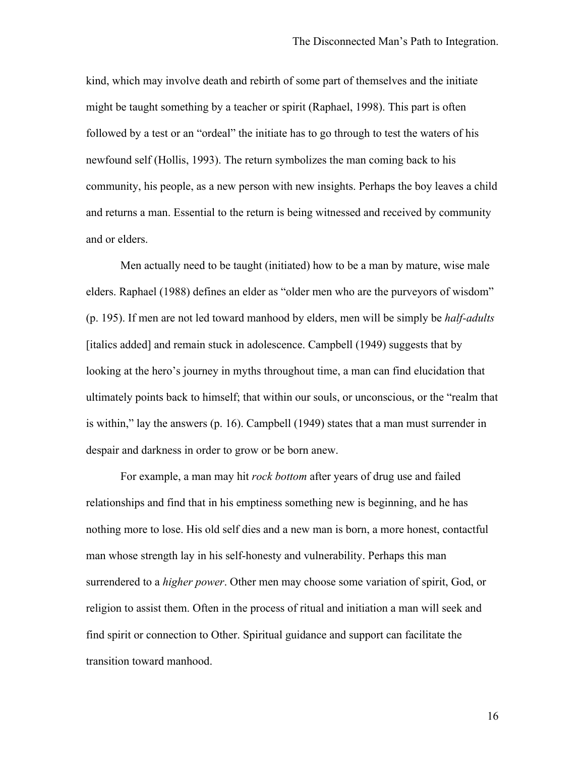kind, which may involve death and rebirth of some part of themselves and the initiate might be taught something by a teacher or spirit (Raphael, 1998). This part is often followed by a test or an "ordeal" the initiate has to go through to test the waters of his newfound self (Hollis, 1993). The return symbolizes the man coming back to his community, his people, as a new person with new insights. Perhaps the boy leaves a child and returns a man. Essential to the return is being witnessed and received by community and or elders.

Men actually need to be taught (initiated) how to be a man by mature, wise male elders. Raphael (1988) defines an elder as "older men who are the purveyors of wisdom" (p. 195). If men are not led toward manhood by elders, men will be simply be *half-adults* [italics added] and remain stuck in adolescence. Campbell (1949) suggests that by looking at the hero's journey in myths throughout time, a man can find elucidation that ultimately points back to himself; that within our souls, or unconscious, or the "realm that is within," lay the answers (p. 16). Campbell (1949) states that a man must surrender in despair and darkness in order to grow or be born anew.

For example, a man may hit *rock bottom* after years of drug use and failed relationships and find that in his emptiness something new is beginning, and he has nothing more to lose. His old self dies and a new man is born, a more honest, contactful man whose strength lay in his self-honesty and vulnerability. Perhaps this man surrendered to a *higher power*. Other men may choose some variation of spirit, God, or religion to assist them. Often in the process of ritual and initiation a man will seek and find spirit or connection to Other. Spiritual guidance and support can facilitate the transition toward manhood.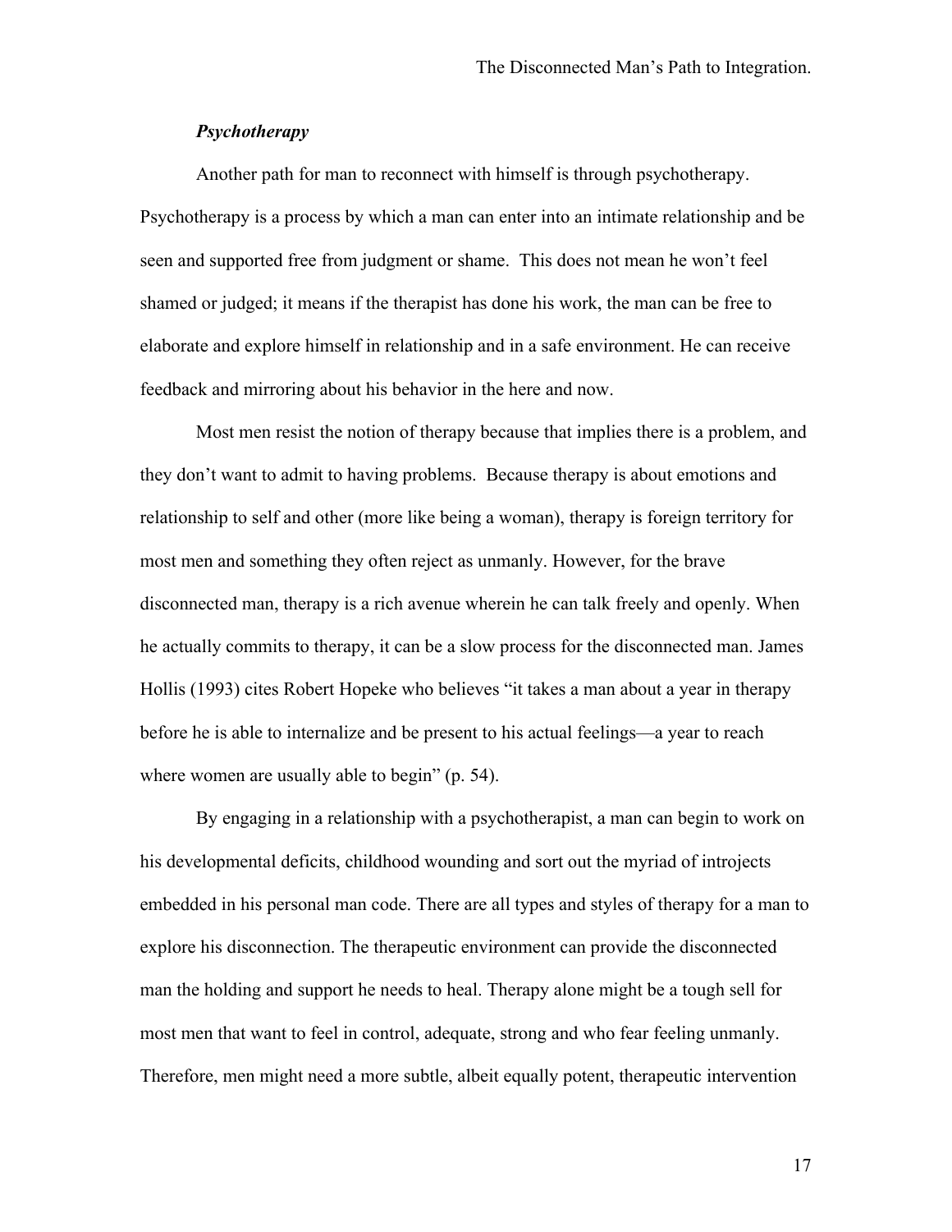### *Psychotherapy*

Another path for man to reconnect with himself is through psychotherapy. Psychotherapy is a process by which a man can enter into an intimate relationship and be seen and supported free from judgment or shame. This does not mean he won't feel shamed or judged; it means if the therapist has done his work, the man can be free to elaborate and explore himself in relationship and in a safe environment. He can receive feedback and mirroring about his behavior in the here and now.

Most men resist the notion of therapy because that implies there is a problem, and they don't want to admit to having problems. Because therapy is about emotions and relationship to self and other (more like being a woman), therapy is foreign territory for most men and something they often reject as unmanly. However, for the brave disconnected man, therapy is a rich avenue wherein he can talk freely and openly. When he actually commits to therapy, it can be a slow process for the disconnected man. James Hollis (1993) cites Robert Hopeke who believes "it takes a man about a year in therapy before he is able to internalize and be present to his actual feelings—a year to reach where women are usually able to begin" (p. 54).

By engaging in a relationship with a psychotherapist, a man can begin to work on his developmental deficits, childhood wounding and sort out the myriad of introjects embedded in his personal man code. There are all types and styles of therapy for a man to explore his disconnection. The therapeutic environment can provide the disconnected man the holding and support he needs to heal. Therapy alone might be a tough sell for most men that want to feel in control, adequate, strong and who fear feeling unmanly. Therefore, men might need a more subtle, albeit equally potent, therapeutic intervention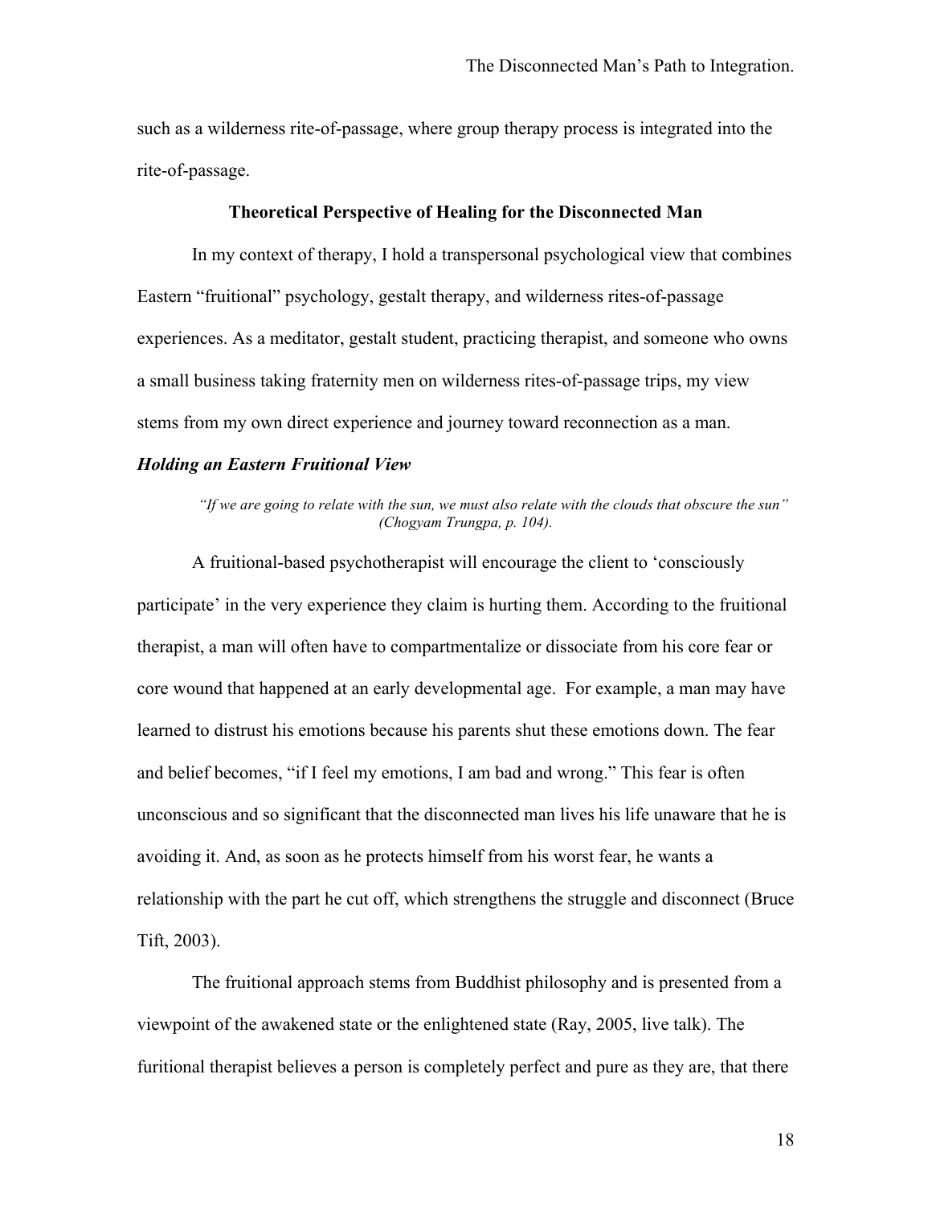such as a wilderness rite-of-passage, where group therapy process is integrated into the rite-of-passage.

## Theoretical Perspective of Healing for the Disconnected Man

In my context of therapy, I hold a transpersonal psychological view that combines Eastern "fruitional" psychology, gestalt therapy, and wilderness rites-of-passage experiences. As a meditator, gestalt student, practicing therapist, and someone who owns a small business taking fraternity men on wilderness rites-of-passage trips, my view stems from my own direct experience and journey toward reconnection as a man.

### *Holding an Eastern Fruitional View*

> *"If we are going to relate with the sun, we must also relate with the clouds that obscure the sun" (Chogyam Trungpa, p. 104).*

A fruitional-based psychotherapist will encourage the client to 'consciously participate' in the very experience they claim is hurting them. According to the fruitional therapist, a man will often have to compartmentalize or dissociate from his core fear or core wound that happened at an early developmental age. For example, a man may have learned to distrust his emotions because his parents shut these emotions down. The fear and belief becomes, "if I feel my emotions, I am bad and wrong." This fear is often unconscious and so significant that the disconnected man lives his life unaware that he is avoiding it. And, as soon as he protects himself from his worst fear, he wants a relationship with the part he cut off, which strengthens the struggle and disconnect (Bruce Tift, 2003).

The fruitional approach stems from Buddhist philosophy and is presented from a viewpoint of the awakened state or the enlightened state (Ray, 2005, live talk). The furitional therapist believes a person is completely perfect and pure as they are, that there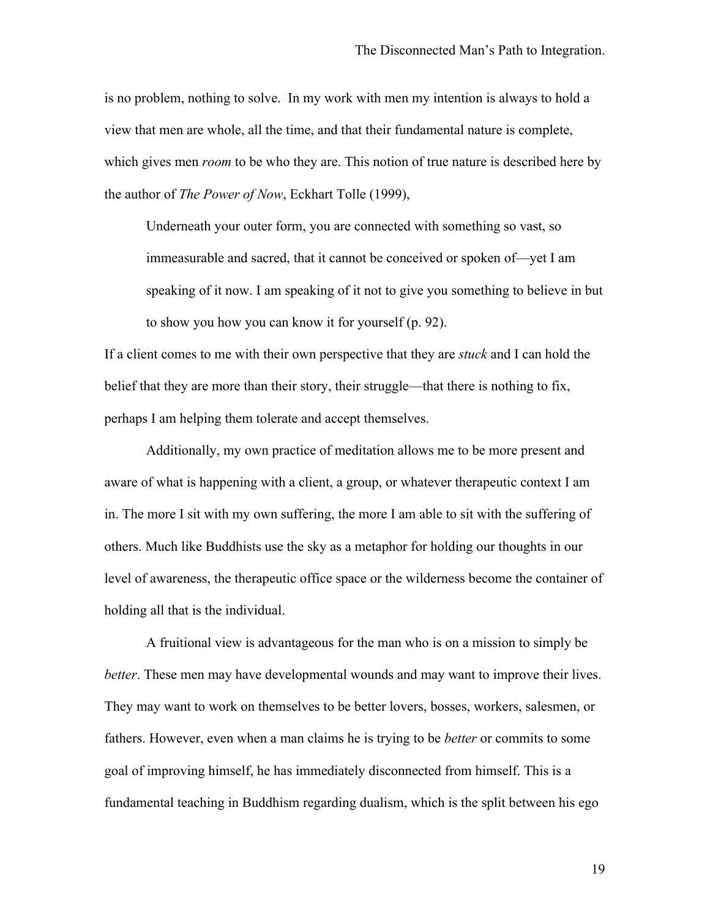is no problem, nothing to solve. In my work with men my intention is always to hold a view that men are whole, all the time, and that their fundamental nature is complete, which gives men *room* to be who they are. This notion of true nature is described here by the author of *The Power of Now*, Eckhart Tolle (1999),

> Underneath your outer form, you are connected with something so vast, so immeasurable and sacred, that it cannot be conceived or spoken of—yet I am speaking of it now. I am speaking of it not to give you something to believe in but to show you how you can know it for yourself (p. 92).

If a client comes to me with their own perspective that they are *stuck* and I can hold the belief that they are more than their story, their struggle—that there is nothing to fix, perhaps I am helping them tolerate and accept themselves.

Additionally, my own practice of meditation allows me to be more present and aware of what is happening with a client, a group, or whatever therapeutic context I am in. The more I sit with my own suffering, the more I am able to sit with the suffering of others. Much like Buddhists use the sky as a metaphor for holding our thoughts in our level of awareness, the therapeutic office space or the wilderness become the container of holding all that is the individual.

A fruitional view is advantageous for the man who is on a mission to simply be *better*. These men may have developmental wounds and may want to improve their lives. They may want to work on themselves to be better lovers, bosses, workers, salesmen, or fathers. However, even when a man claims he is trying to be *better* or commits to some goal of improving himself, he has immediately disconnected from himself. This is a fundamental teaching in Buddhism regarding dualism, which is the split between his ego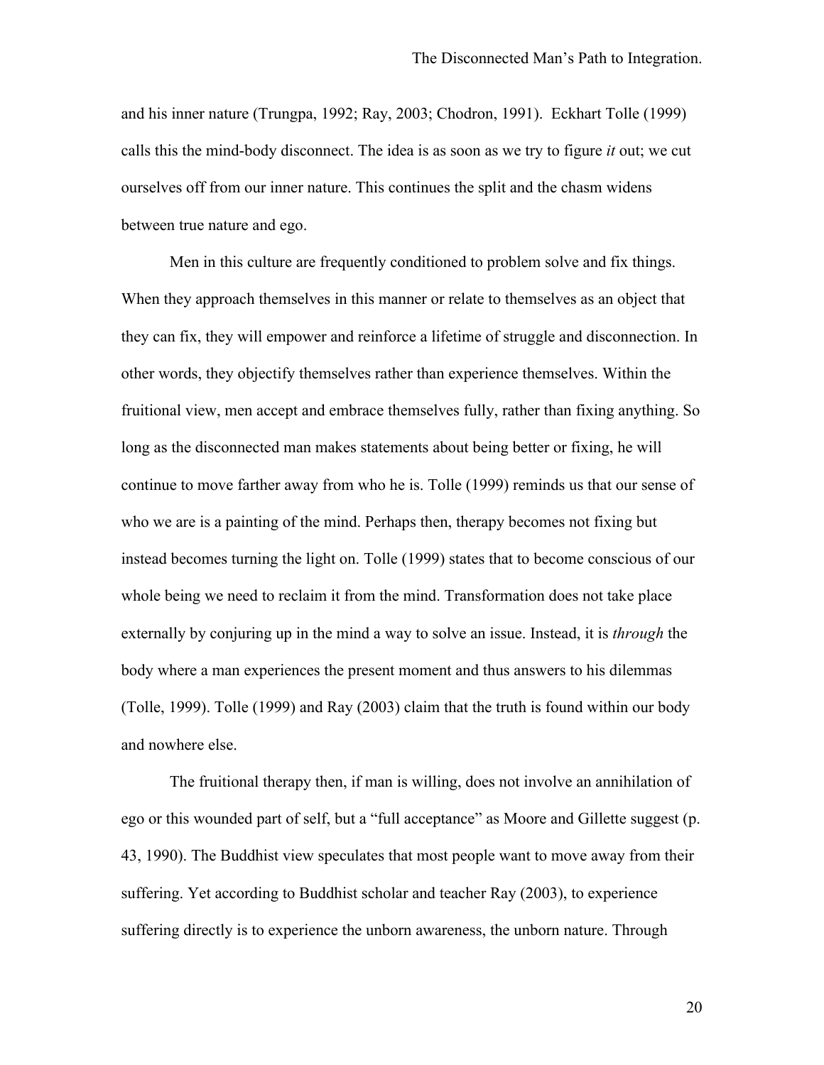and his inner nature (Trungpa, 1992; Ray, 2003; Chodron, 1991). Eckhart Tolle (1999) calls this the mind-body disconnect. The idea is as soon as we try to figure *it* out; we cut ourselves off from our inner nature. This continues the split and the chasm widens between true nature and ego.

Men in this culture are frequently conditioned to problem solve and fix things. When they approach themselves in this manner or relate to themselves as an object that they can fix, they will empower and reinforce a lifetime of struggle and disconnection. In other words, they objectify themselves rather than experience themselves. Within the fruitional view, men accept and embrace themselves fully, rather than fixing anything. So long as the disconnected man makes statements about being better or fixing, he will continue to move farther away from who he is. Tolle (1999) reminds us that our sense of who we are is a painting of the mind. Perhaps then, therapy becomes not fixing but instead becomes turning the light on. Tolle (1999) states that to become conscious of our whole being we need to reclaim it from the mind. Transformation does not take place externally by conjuring up in the mind a way to solve an issue. Instead, it is *through* the body where a man experiences the present moment and thus answers to his dilemmas (Tolle, 1999). Tolle (1999) and Ray (2003) claim that the truth is found within our body and nowhere else.

The fruitional therapy then, if man is willing, does not involve an annihilation of ego or this wounded part of self, but a "full acceptance" as Moore and Gillette suggest (p. 43, 1990). The Buddhist view speculates that most people want to move away from their suffering. Yet according to Buddhist scholar and teacher Ray (2003), to experience suffering directly is to experience the unborn awareness, the unborn nature. Through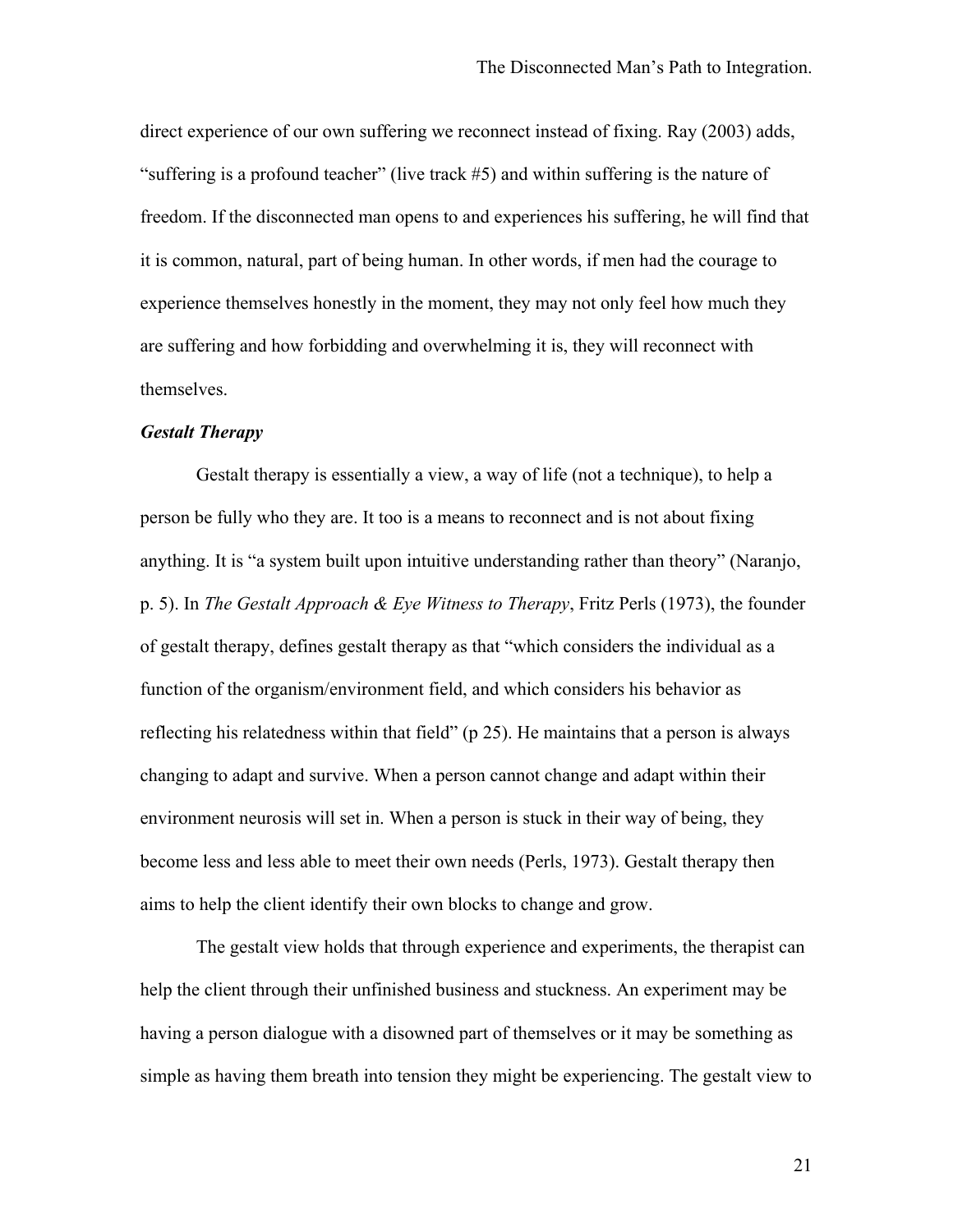direct experience of our own suffering we reconnect instead of fixing. Ray (2003) adds, "suffering is a profound teacher" (live track #5) and within suffering is the nature of freedom. If the disconnected man opens to and experiences his suffering, he will find that it is common, natural, part of being human. In other words, if men had the courage to experience themselves honestly in the moment, they may not only feel how much they are suffering and how forbidding and overwhelming it is, they will reconnect with themselves.

### *Gestalt Therapy*

Gestalt therapy is essentially a view, a way of life (not a technique), to help a person be fully who they are. It too is a means to reconnect and is not about fixing anything. It is "a system built upon intuitive understanding rather than theory" (Naranjo, p. 5). In *The Gestalt Approach & Eye Witness to Therapy*, Fritz Perls (1973), the founder of gestalt therapy, defines gestalt therapy as that "which considers the individual as a function of the organism/environment field, and which considers his behavior as reflecting his relatedness within that field" (p 25). He maintains that a person is always changing to adapt and survive. When a person cannot change and adapt within their environment neurosis will set in. When a person is stuck in their way of being, they become less and less able to meet their own needs (Perls, 1973). Gestalt therapy then aims to help the client identify their own blocks to change and grow.

The gestalt view holds that through experience and experiments, the therapist can help the client through their unfinished business and stuckness. An experiment may be having a person dialogue with a disowned part of themselves or it may be something as simple as having them breath into tension they might be experiencing. The gestalt view to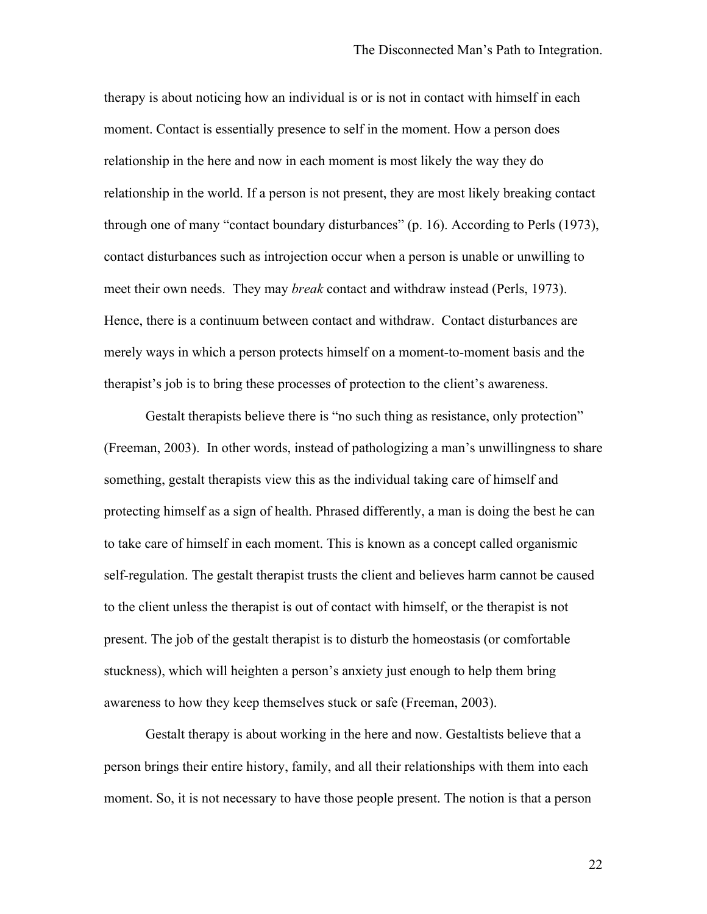therapy is about noticing how an individual is or is not in contact with himself in each moment. Contact is essentially presence to self in the moment. How a person does relationship in the here and now in each moment is most likely the way they do relationship in the world. If a person is not present, they are most likely breaking contact through one of many "contact boundary disturbances" (p. 16). According to Perls (1973), contact disturbances such as introjection occur when a person is unable or unwilling to meet their own needs. They may *break* contact and withdraw instead (Perls, 1973). Hence, there is a continuum between contact and withdraw. Contact disturbances are merely ways in which a person protects himself on a moment-to-moment basis and the therapist's job is to bring these processes of protection to the client's awareness.

Gestalt therapists believe there is "no such thing as resistance, only protection" (Freeman, 2003). In other words, instead of pathologizing a man's unwillingness to share something, gestalt therapists view this as the individual taking care of himself and protecting himself as a sign of health. Phrased differently, a man is doing the best he can to take care of himself in each moment. This is known as a concept called organismic self-regulation. The gestalt therapist trusts the client and believes harm cannot be caused to the client unless the therapist is out of contact with himself, or the therapist is not present. The job of the gestalt therapist is to disturb the homeostasis (or comfortable stuckness), which will heighten a person's anxiety just enough to help them bring awareness to how they keep themselves stuck or safe (Freeman, 2003).

Gestalt therapy is about working in the here and now. Gestaltists believe that a person brings their entire history, family, and all their relationships with them into each moment. So, it is not necessary to have those people present. The notion is that a person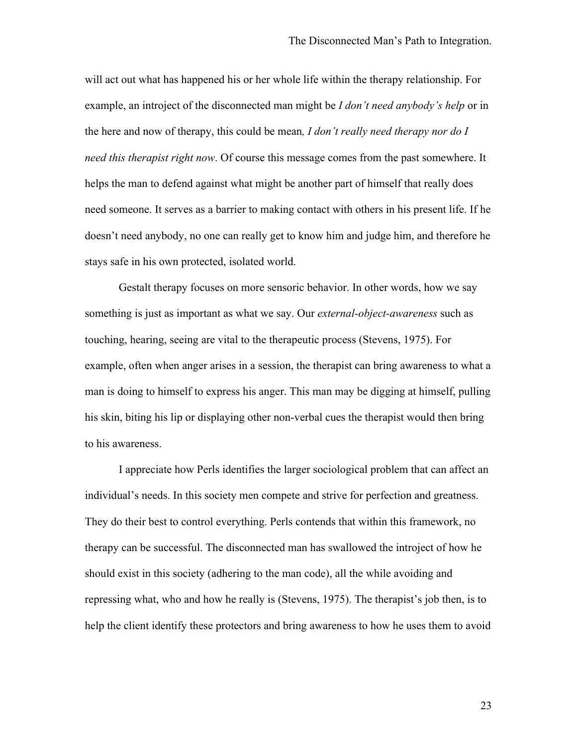will act out what has happened his or her whole life within the therapy relationship. For example, an introject of the disconnected man might be *I don't need anybody's help* or in the here and now of therapy, this could be mean*, I don't really need therapy nor do I need this therapist right now*. Of course this message comes from the past somewhere. It helps the man to defend against what might be another part of himself that really does need someone. It serves as a barrier to making contact with others in his present life. If he doesn't need anybody, no one can really get to know him and judge him, and therefore he stays safe in his own protected, isolated world.

Gestalt therapy focuses on more sensoric behavior. In other words, how we say something is just as important as what we say. Our *external-object-awareness* such as touching, hearing, seeing are vital to the therapeutic process (Stevens, 1975). For example, often when anger arises in a session, the therapist can bring awareness to what a man is doing to himself to express his anger. This man may be digging at himself, pulling his skin, biting his lip or displaying other non-verbal cues the therapist would then bring to his awareness.

I appreciate how Perls identifies the larger sociological problem that can affect an individual's needs. In this society men compete and strive for perfection and greatness. They do their best to control everything. Perls contends that within this framework, no therapy can be successful. The disconnected man has swallowed the introject of how he should exist in this society (adhering to the man code), all the while avoiding and repressing what, who and how he really is (Stevens, 1975). The therapist's job then, is to help the client identify these protectors and bring awareness to how he uses them to avoid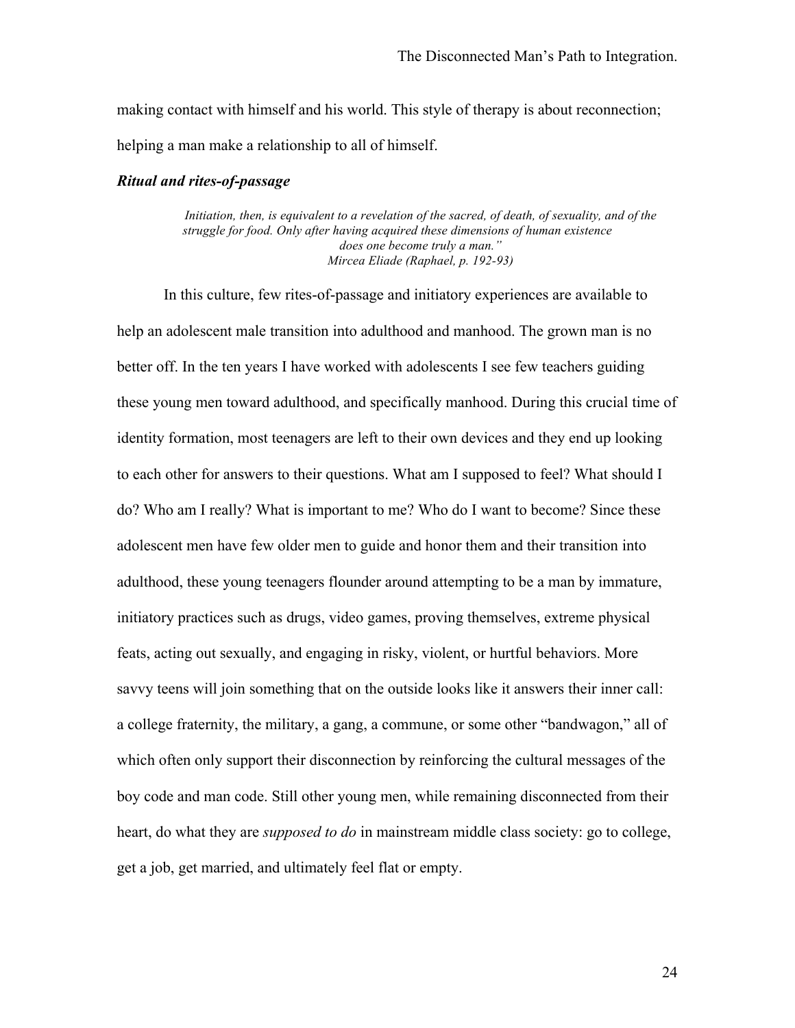making contact with himself and his world. This style of therapy is about reconnection; helping a man make a relationship to all of himself.

### *Ritual and rites-of-passage*

> *Initiation, then, is equivalent to a revelation of the sacred, of death, of sexuality, and of the struggle for food. Only after having acquired these dimensions of human existence does one become truly a man."*
> *Mircea Eliade (Raphael, p. 192-93)*

In this culture, few rites-of-passage and initiatory experiences are available to help an adolescent male transition into adulthood and manhood. The grown man is no better off. In the ten years I have worked with adolescents I see few teachers guiding these young men toward adulthood, and specifically manhood. During this crucial time of identity formation, most teenagers are left to their own devices and they end up looking to each other for answers to their questions. What am I supposed to feel? What should I do? Who am I really? What is important to me? Who do I want to become? Since these adolescent men have few older men to guide and honor them and their transition into adulthood, these young teenagers flounder around attempting to be a man by immature, initiatory practices such as drugs, video games, proving themselves, extreme physical feats, acting out sexually, and engaging in risky, violent, or hurtful behaviors. More savvy teens will join something that on the outside looks like it answers their inner call: a college fraternity, the military, a gang, a commune, or some other "bandwagon," all of which often only support their disconnection by reinforcing the cultural messages of the boy code and man code. Still other young men, while remaining disconnected from their heart, do what they are *supposed to do* in mainstream middle class society: go to college, get a job, get married, and ultimately feel flat or empty.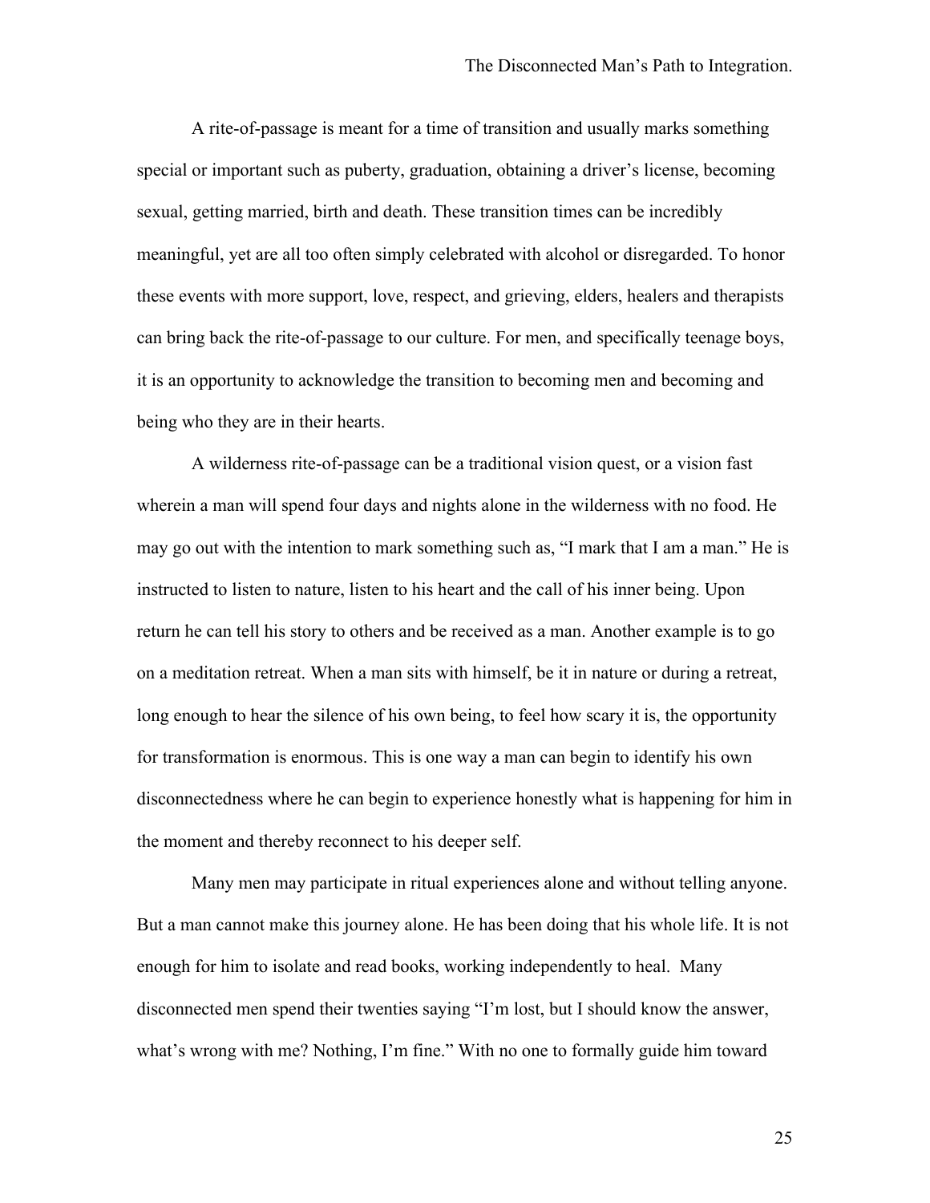A rite-of-passage is meant for a time of transition and usually marks something special or important such as puberty, graduation, obtaining a driver's license, becoming sexual, getting married, birth and death. These transition times can be incredibly meaningful, yet are all too often simply celebrated with alcohol or disregarded. To honor these events with more support, love, respect, and grieving, elders, healers and therapists can bring back the rite-of-passage to our culture. For men, and specifically teenage boys, it is an opportunity to acknowledge the transition to becoming men and becoming and being who they are in their hearts.

A wilderness rite-of-passage can be a traditional vision quest, or a vision fast wherein a man will spend four days and nights alone in the wilderness with no food. He may go out with the intention to mark something such as, "I mark that I am a man." He is instructed to listen to nature, listen to his heart and the call of his inner being. Upon return he can tell his story to others and be received as a man. Another example is to go on a meditation retreat. When a man sits with himself, be it in nature or during a retreat, long enough to hear the silence of his own being, to feel how scary it is, the opportunity for transformation is enormous. This is one way a man can begin to identify his own disconnectedness where he can begin to experience honestly what is happening for him in the moment and thereby reconnect to his deeper self.

Many men may participate in ritual experiences alone and without telling anyone. But a man cannot make this journey alone. He has been doing that his whole life. It is not enough for him to isolate and read books, working independently to heal. Many disconnected men spend their twenties saying "I'm lost, but I should know the answer, what's wrong with me? Nothing, I'm fine." With no one to formally guide him toward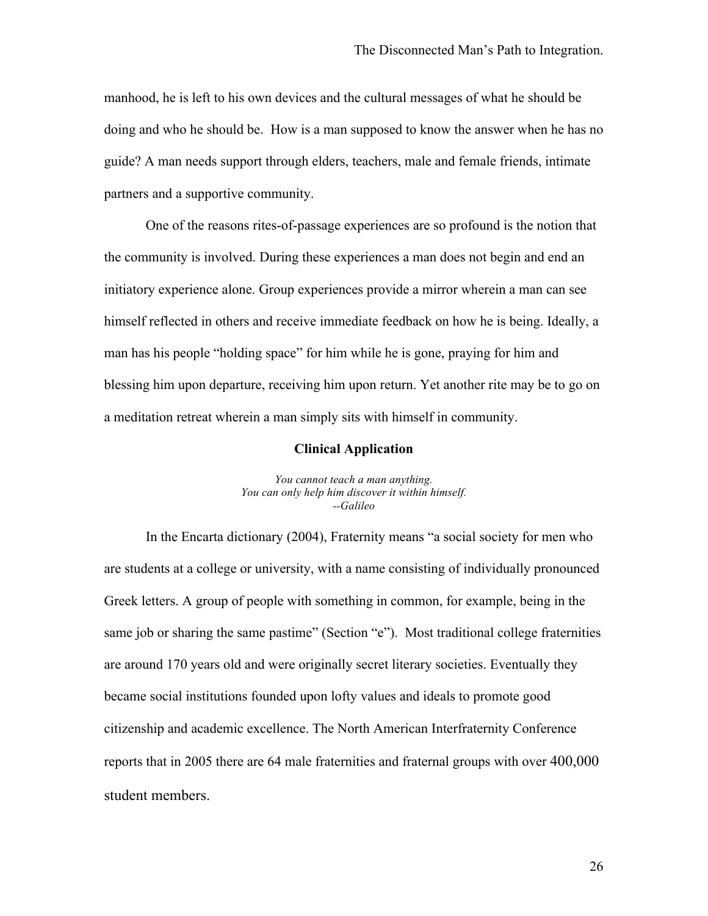manhood, he is left to his own devices and the cultural messages of what he should be doing and who he should be. How is a man supposed to know the answer when he has no guide? A man needs support through elders, teachers, male and female friends, intimate partners and a supportive community.

One of the reasons rites-of-passage experiences are so profound is the notion that the community is involved. During these experiences a man does not begin and end an initiatory experience alone. Group experiences provide a mirror wherein a man can see himself reflected in others and receive immediate feedback on how he is being. Ideally, a man has his people "holding space" for him while he is gone, praying for him and blessing him upon departure, receiving him upon return. Yet another rite may be to go on a meditation retreat wherein a man simply sits with himself in community.

## Clinical Application

*You cannot teach a man anything.*
*You can only help him discover it within himself.*
*--Galileo*

In the Encarta dictionary (2004), Fraternity means "a social society for men who are students at a college or university, with a name consisting of individually pronounced Greek letters. A group of people with something in common, for example, being in the same job or sharing the same pastime" (Section "e"). Most traditional college fraternities are around 170 years old and were originally secret literary societies. Eventually they became social institutions founded upon lofty values and ideals to promote good citizenship and academic excellence. The North American Interfraternity Conference reports that in 2005 there are 64 male fraternities and fraternal groups with over 400,000 student members.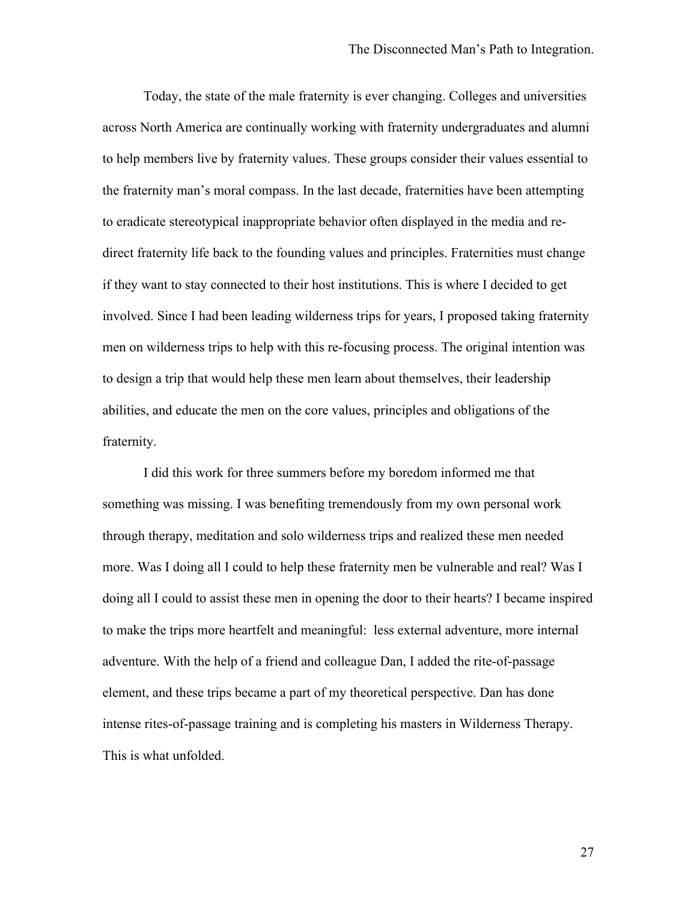Today, the state of the male fraternity is ever changing. Colleges and universities across North America are continually working with fraternity undergraduates and alumni to help members live by fraternity values. These groups consider their values essential to the fraternity man's moral compass. In the last decade, fraternities have been attempting to eradicate stereotypical inappropriate behavior often displayed in the media and re-direct fraternity life back to the founding values and principles. Fraternities must change if they want to stay connected to their host institutions. This is where I decided to get involved. Since I had been leading wilderness trips for years, I proposed taking fraternity men on wilderness trips to help with this re-focusing process. The original intention was to design a trip that would help these men learn about themselves, their leadership abilities, and educate the men on the core values, principles and obligations of the fraternity.

I did this work for three summers before my boredom informed me that something was missing. I was benefiting tremendously from my own personal work through therapy, meditation and solo wilderness trips and realized these men needed more. Was I doing all I could to help these fraternity men be vulnerable and real? Was I doing all I could to assist these men in opening the door to their hearts? I became inspired to make the trips more heartfelt and meaningful: less external adventure, more internal adventure. With the help of a friend and colleague Dan, I added the rite-of-passage element, and these trips became a part of my theoretical perspective. Dan has done intense rites-of-passage training and is completing his masters in Wilderness Therapy. This is what unfolded.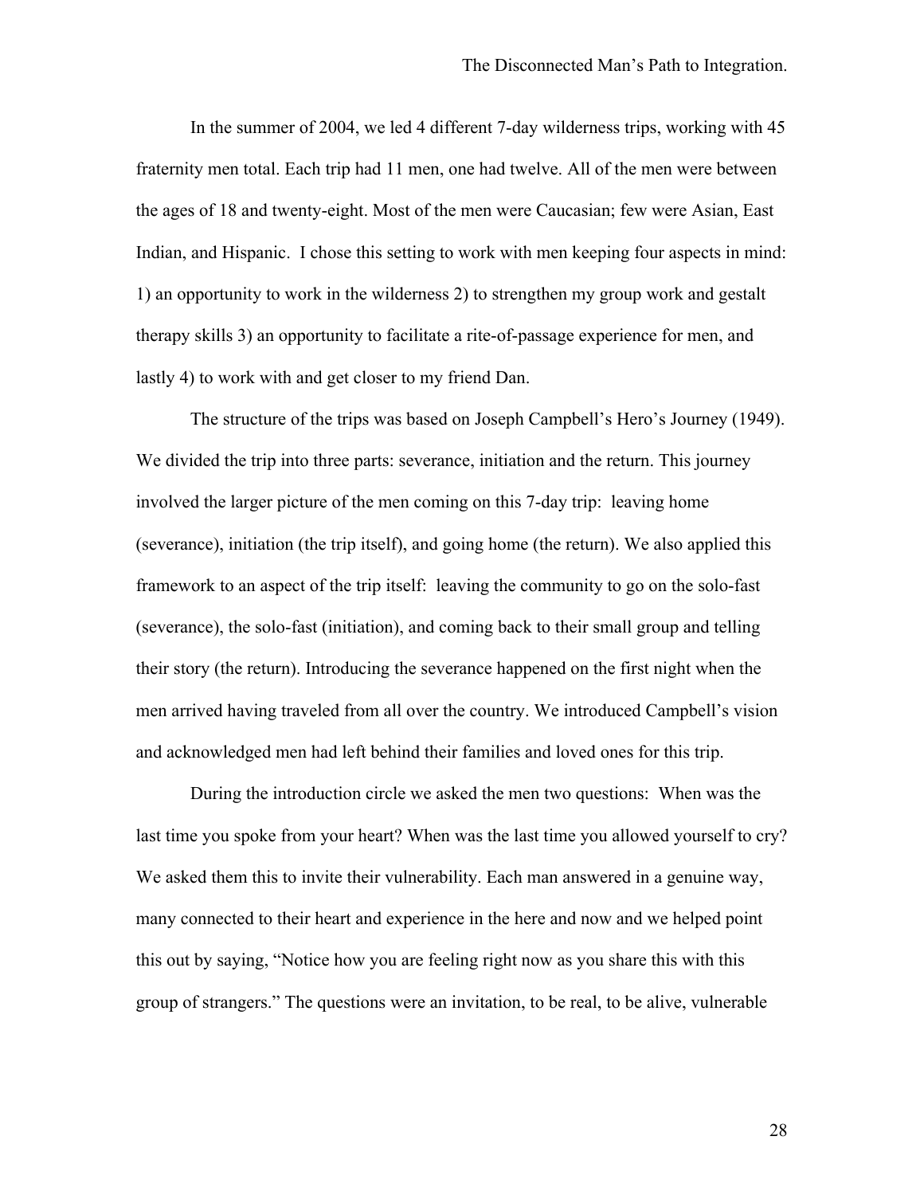In the summer of 2004, we led 4 different 7-day wilderness trips, working with 45 fraternity men total. Each trip had 11 men, one had twelve. All of the men were between the ages of 18 and twenty-eight. Most of the men were Caucasian; few were Asian, East Indian, and Hispanic. I chose this setting to work with men keeping four aspects in mind: 1) an opportunity to work in the wilderness 2) to strengthen my group work and gestalt therapy skills 3) an opportunity to facilitate a rite-of-passage experience for men, and lastly 4) to work with and get closer to my friend Dan.

The structure of the trips was based on Joseph Campbell's Hero's Journey (1949). We divided the trip into three parts: severance, initiation and the return. This journey involved the larger picture of the men coming on this 7-day trip: leaving home (severance), initiation (the trip itself), and going home (the return). We also applied this framework to an aspect of the trip itself: leaving the community to go on the solo-fast (severance), the solo-fast (initiation), and coming back to their small group and telling their story (the return). Introducing the severance happened on the first night when the men arrived having traveled from all over the country. We introduced Campbell's vision and acknowledged men had left behind their families and loved ones for this trip.

During the introduction circle we asked the men two questions: When was the last time you spoke from your heart? When was the last time you allowed yourself to cry? We asked them this to invite their vulnerability. Each man answered in a genuine way, many connected to their heart and experience in the here and now and we helped point this out by saying, "Notice how you are feeling right now as you share this with this group of strangers." The questions were an invitation, to be real, to be alive, vulnerable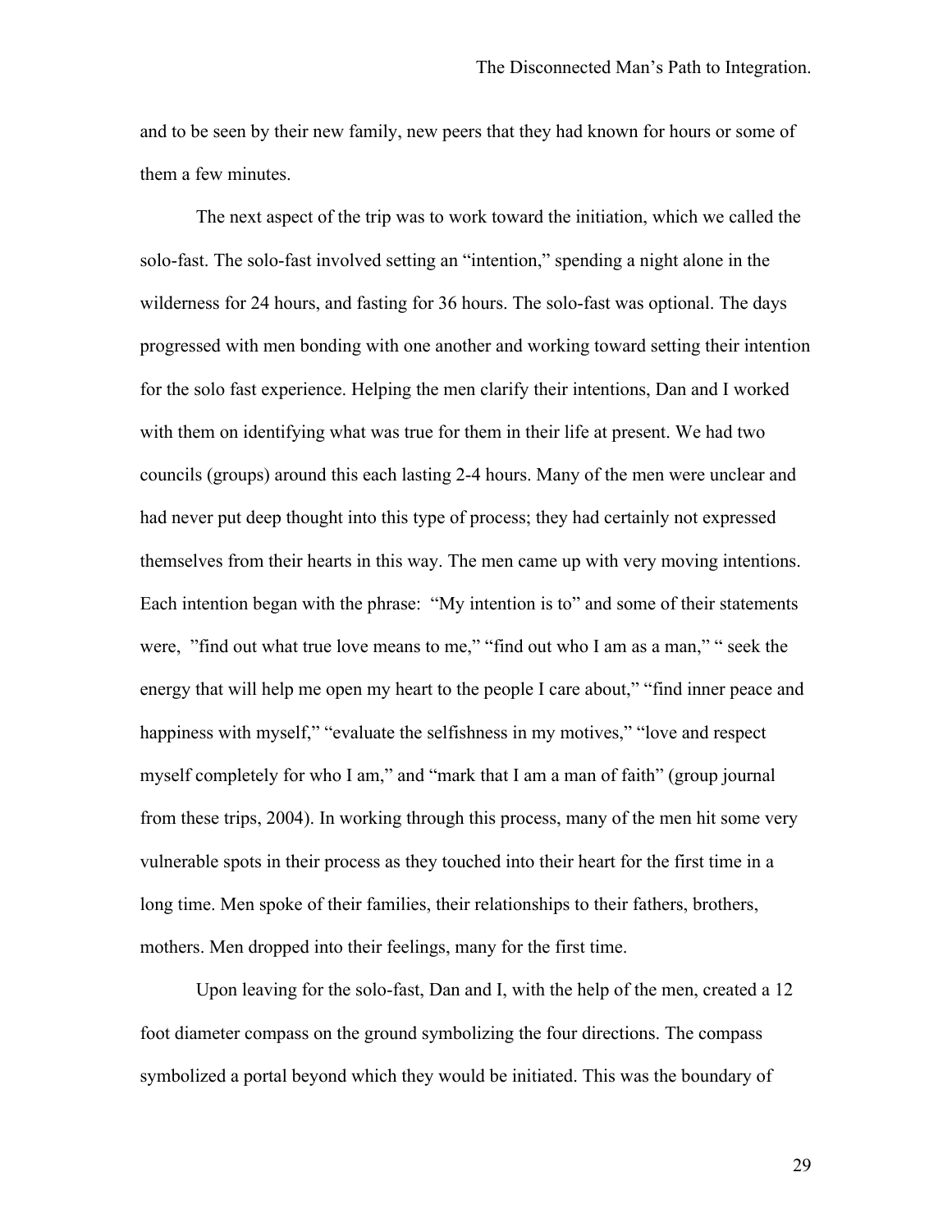and to be seen by their new family, new peers that they had known for hours or some of them a few minutes.

The next aspect of the trip was to work toward the initiation, which we called the solo-fast. The solo-fast involved setting an "intention," spending a night alone in the wilderness for 24 hours, and fasting for 36 hours. The solo-fast was optional. The days progressed with men bonding with one another and working toward setting their intention for the solo fast experience. Helping the men clarify their intentions, Dan and I worked with them on identifying what was true for them in their life at present. We had two councils (groups) around this each lasting 2-4 hours. Many of the men were unclear and had never put deep thought into this type of process; they had certainly not expressed themselves from their hearts in this way. The men came up with very moving intentions. Each intention began with the phrase: "My intention is to" and some of their statements were, "find out what true love means to me," "find out who I am as a man," " seek the energy that will help me open my heart to the people I care about," "find inner peace and happiness with myself," "evaluate the selfishness in my motives," "love and respect myself completely for who I am," and "mark that I am a man of faith" (group journal from these trips, 2004). In working through this process, many of the men hit some very vulnerable spots in their process as they touched into their heart for the first time in a long time. Men spoke of their families, their relationships to their fathers, brothers, mothers. Men dropped into their feelings, many for the first time.

Upon leaving for the solo-fast, Dan and I, with the help of the men, created a 12 foot diameter compass on the ground symbolizing the four directions. The compass symbolized a portal beyond which they would be initiated. This was the boundary of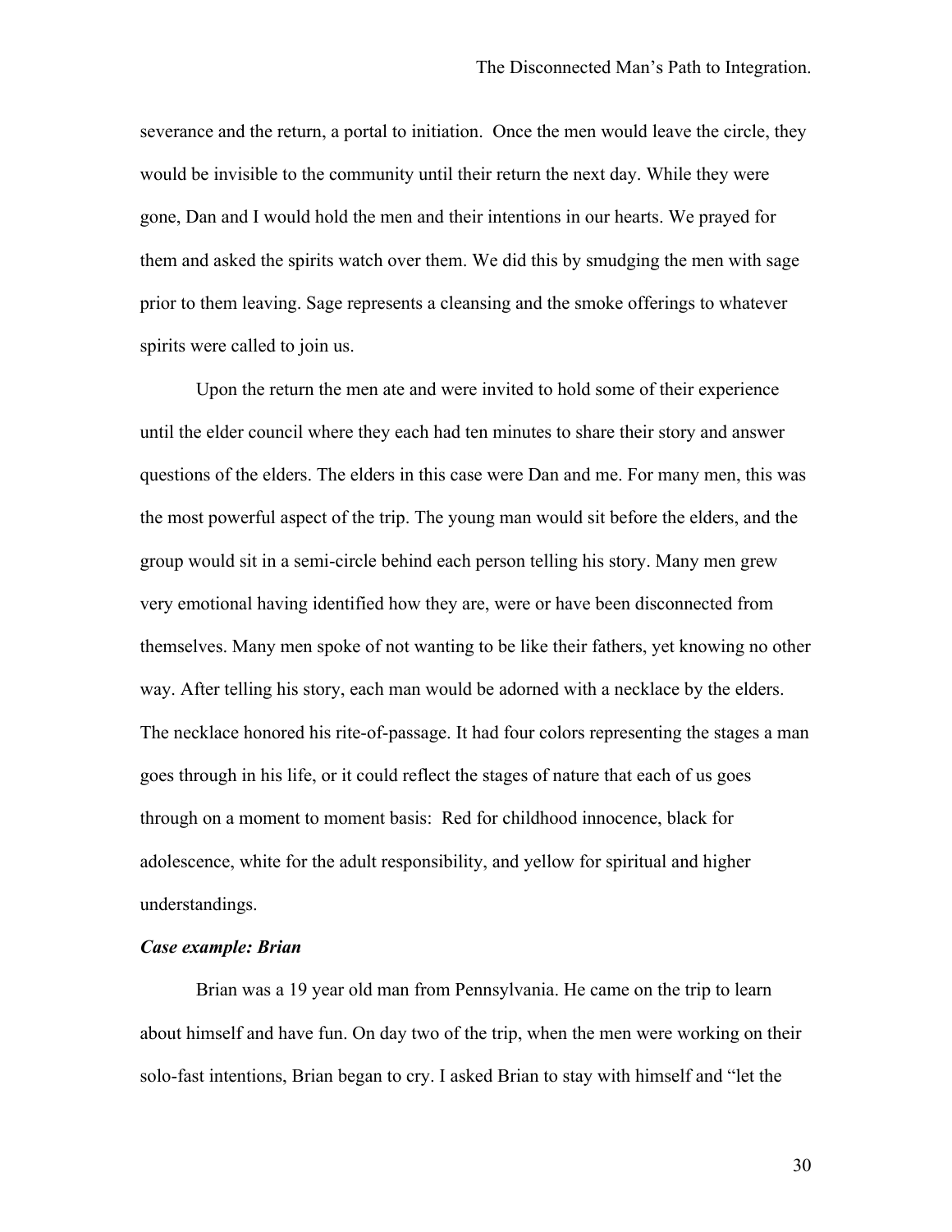severance and the return, a portal to initiation. Once the men would leave the circle, they would be invisible to the community until their return the next day. While they were gone, Dan and I would hold the men and their intentions in our hearts. We prayed for them and asked the spirits watch over them. We did this by smudging the men with sage prior to them leaving. Sage represents a cleansing and the smoke offerings to whatever spirits were called to join us.

Upon the return the men ate and were invited to hold some of their experience until the elder council where they each had ten minutes to share their story and answer questions of the elders. The elders in this case were Dan and me. For many men, this was the most powerful aspect of the trip. The young man would sit before the elders, and the group would sit in a semi-circle behind each person telling his story. Many men grew very emotional having identified how they are, were or have been disconnected from themselves. Many men spoke of not wanting to be like their fathers, yet knowing no other way. After telling his story, each man would be adorned with a necklace by the elders. The necklace honored his rite-of-passage. It had four colors representing the stages a man goes through in his life, or it could reflect the stages of nature that each of us goes through on a moment to moment basis: Red for childhood innocence, black for adolescence, white for the adult responsibility, and yellow for spiritual and higher understandings.

***Case example: Brian***

Brian was a 19 year old man from Pennsylvania. He came on the trip to learn about himself and have fun. On day two of the trip, when the men were working on their solo-fast intentions, Brian began to cry. I asked Brian to stay with himself and "let the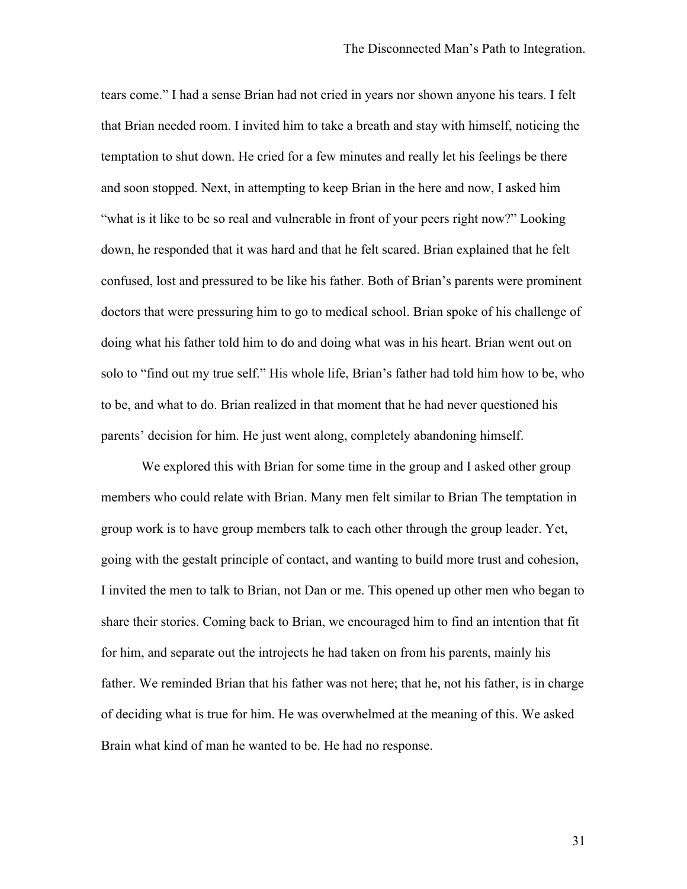tears come." I had a sense Brian had not cried in years nor shown anyone his tears. I felt that Brian needed room. I invited him to take a breath and stay with himself, noticing the temptation to shut down. He cried for a few minutes and really let his feelings be there and soon stopped. Next, in attempting to keep Brian in the here and now, I asked him "what is it like to be so real and vulnerable in front of your peers right now?" Looking down, he responded that it was hard and that he felt scared. Brian explained that he felt confused, lost and pressured to be like his father. Both of Brian's parents were prominent doctors that were pressuring him to go to medical school. Brian spoke of his challenge of doing what his father told him to do and doing what was in his heart. Brian went out on solo to "find out my true self." His whole life, Brian's father had told him how to be, who to be, and what to do. Brian realized in that moment that he had never questioned his parents' decision for him. He just went along, completely abandoning himself.

We explored this with Brian for some time in the group and I asked other group members who could relate with Brian. Many men felt similar to Brian The temptation in group work is to have group members talk to each other through the group leader. Yet, going with the gestalt principle of contact, and wanting to build more trust and cohesion, I invited the men to talk to Brian, not Dan or me. This opened up other men who began to share their stories. Coming back to Brian, we encouraged him to find an intention that fit for him, and separate out the introjects he had taken on from his parents, mainly his father. We reminded Brian that his father was not here; that he, not his father, is in charge of deciding what is true for him. He was overwhelmed at the meaning of this. We asked Brain what kind of man he wanted to be. He had no response.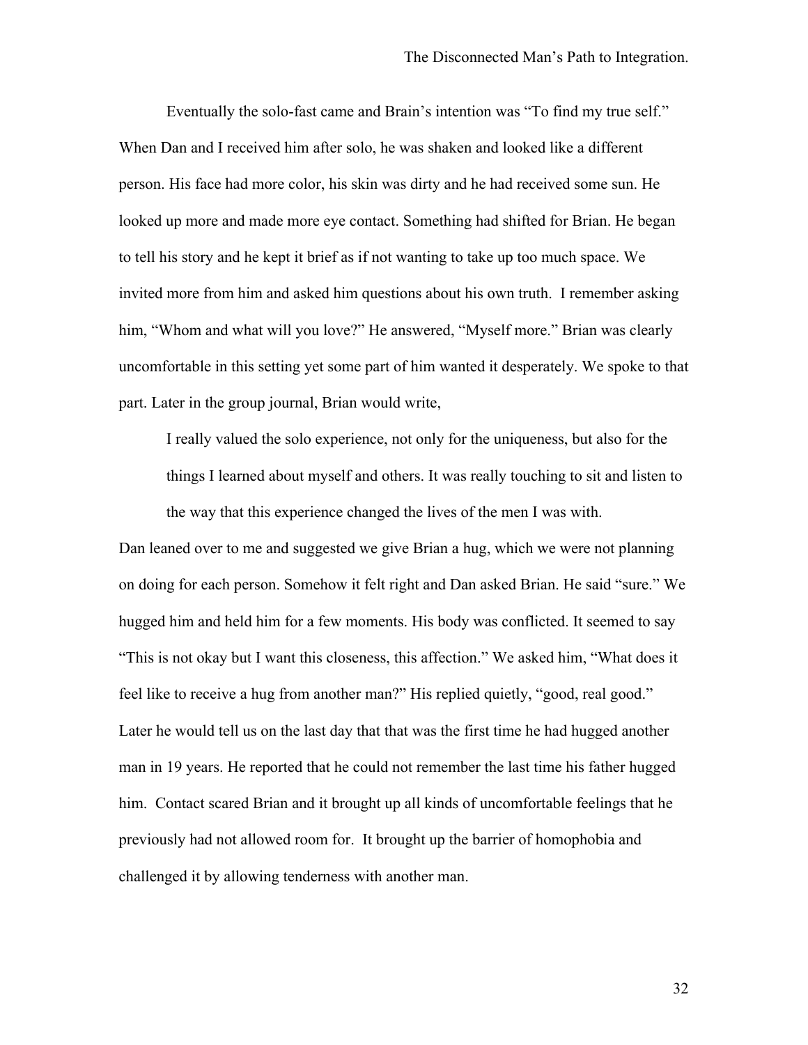Eventually the solo-fast came and Brain's intention was "To find my true self." When Dan and I received him after solo, he was shaken and looked like a different person. His face had more color, his skin was dirty and he had received some sun. He looked up more and made more eye contact. Something had shifted for Brian. He began to tell his story and he kept it brief as if not wanting to take up too much space. We invited more from him and asked him questions about his own truth. I remember asking him, "Whom and what will you love?" He answered, "Myself more." Brian was clearly uncomfortable in this setting yet some part of him wanted it desperately. We spoke to that part. Later in the group journal, Brian would write,

> I really valued the solo experience, not only for the uniqueness, but also for the things I learned about myself and others. It was really touching to sit and listen to the way that this experience changed the lives of the men I was with.

Dan leaned over to me and suggested we give Brian a hug, which we were not planning on doing for each person. Somehow it felt right and Dan asked Brian. He said "sure." We hugged him and held him for a few moments. His body was conflicted. It seemed to say "This is not okay but I want this closeness, this affection." We asked him, "What does it feel like to receive a hug from another man?" His replied quietly, "good, real good." Later he would tell us on the last day that that was the first time he had hugged another man in 19 years. He reported that he could not remember the last time his father hugged him. Contact scared Brian and it brought up all kinds of uncomfortable feelings that he previously had not allowed room for. It brought up the barrier of homophobia and challenged it by allowing tenderness with another man.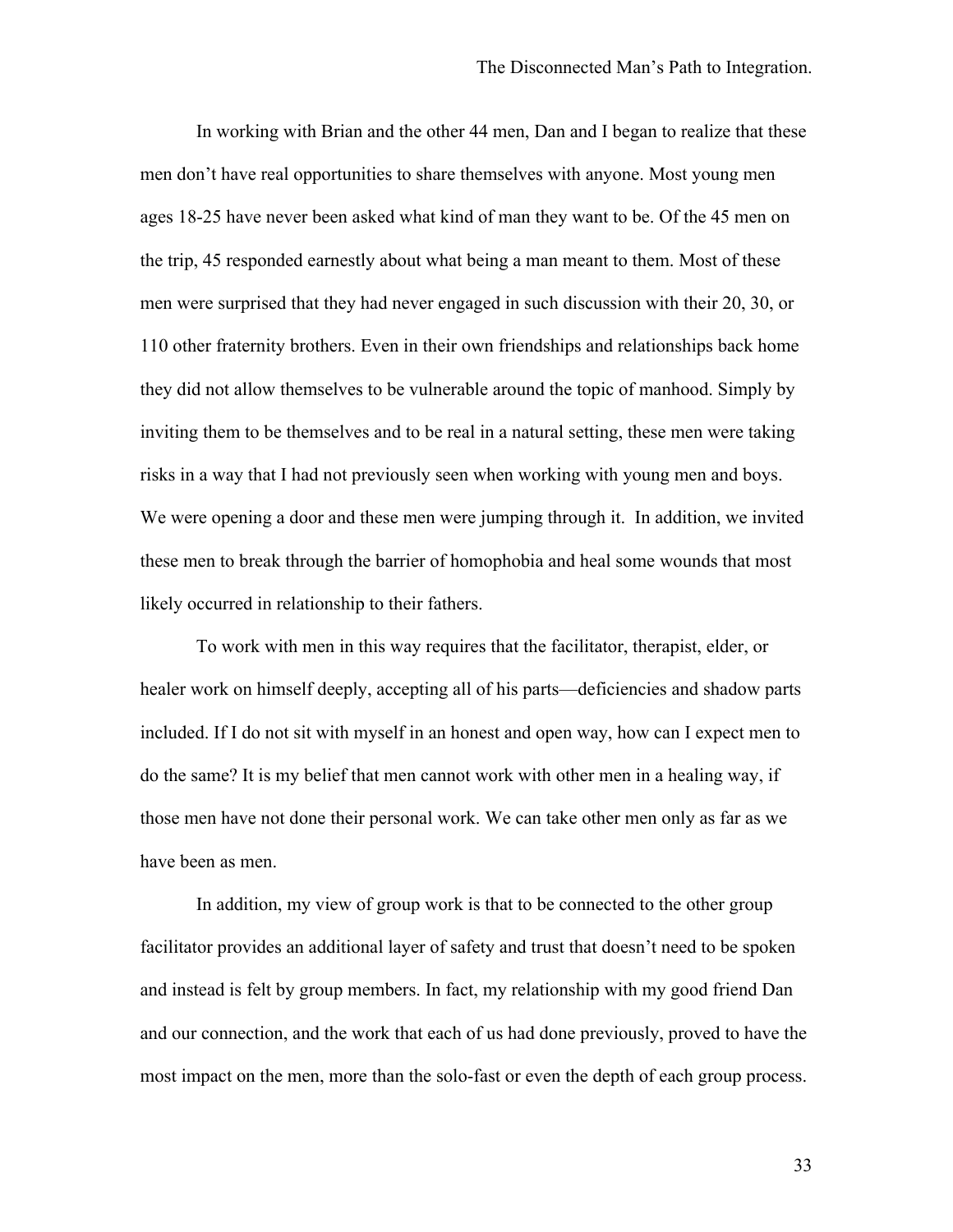In working with Brian and the other 44 men, Dan and I began to realize that these men don't have real opportunities to share themselves with anyone. Most young men ages 18-25 have never been asked what kind of man they want to be. Of the 45 men on the trip, 45 responded earnestly about what being a man meant to them. Most of these men were surprised that they had never engaged in such discussion with their 20, 30, or 110 other fraternity brothers. Even in their own friendships and relationships back home they did not allow themselves to be vulnerable around the topic of manhood. Simply by inviting them to be themselves and to be real in a natural setting, these men were taking risks in a way that I had not previously seen when working with young men and boys. We were opening a door and these men were jumping through it. In addition, we invited these men to break through the barrier of homophobia and heal some wounds that most likely occurred in relationship to their fathers.

To work with men in this way requires that the facilitator, therapist, elder, or healer work on himself deeply, accepting all of his parts—deficiencies and shadow parts included. If I do not sit with myself in an honest and open way, how can I expect men to do the same? It is my belief that men cannot work with other men in a healing way, if those men have not done their personal work. We can take other men only as far as we have been as men.

In addition, my view of group work is that to be connected to the other group facilitator provides an additional layer of safety and trust that doesn't need to be spoken and instead is felt by group members. In fact, my relationship with my good friend Dan and our connection, and the work that each of us had done previously, proved to have the most impact on the men, more than the solo-fast or even the depth of each group process.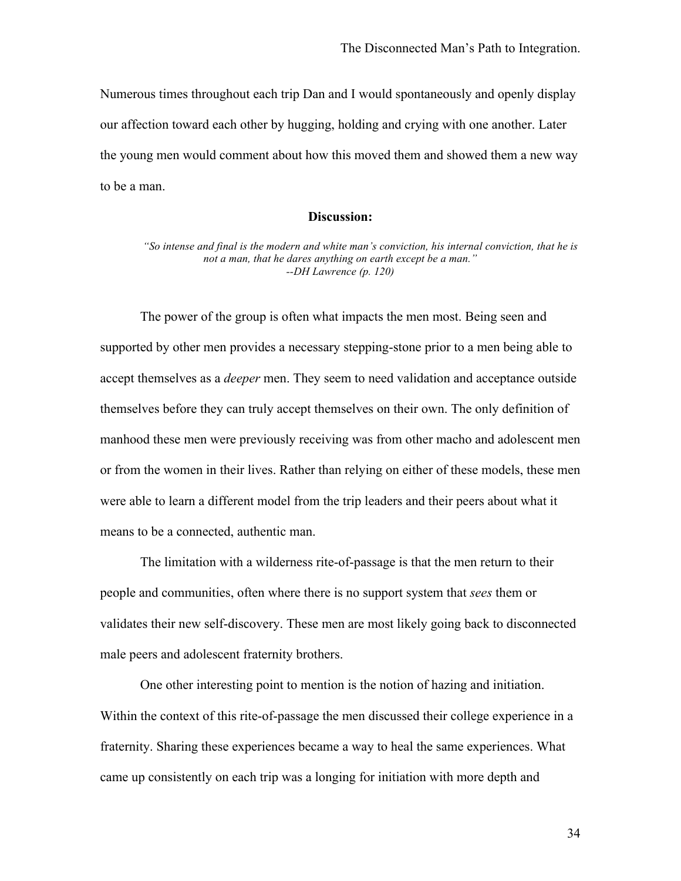Numerous times throughout each trip Dan and I would spontaneously and openly display our affection toward each other by hugging, holding and crying with one another. Later the young men would comment about how this moved them and showed them a new way to be a man.

### Discussion:

> *"So intense and final is the modern and white man's conviction, his internal conviction, that he is not a man, that he dares anything on earth except be a man."*
> *--DH Lawrence (p. 120)*

The power of the group is often what impacts the men most. Being seen and supported by other men provides a necessary stepping-stone prior to a men being able to accept themselves as a *deeper* men. They seem to need validation and acceptance outside themselves before they can truly accept themselves on their own. The only definition of manhood these men were previously receiving was from other macho and adolescent men or from the women in their lives. Rather than relying on either of these models, these men were able to learn a different model from the trip leaders and their peers about what it means to be a connected, authentic man.

The limitation with a wilderness rite-of-passage is that the men return to their people and communities, often where there is no support system that *sees* them or validates their new self-discovery. These men are most likely going back to disconnected male peers and adolescent fraternity brothers.

One other interesting point to mention is the notion of hazing and initiation. Within the context of this rite-of-passage the men discussed their college experience in a fraternity. Sharing these experiences became a way to heal the same experiences. What came up consistently on each trip was a longing for initiation with more depth and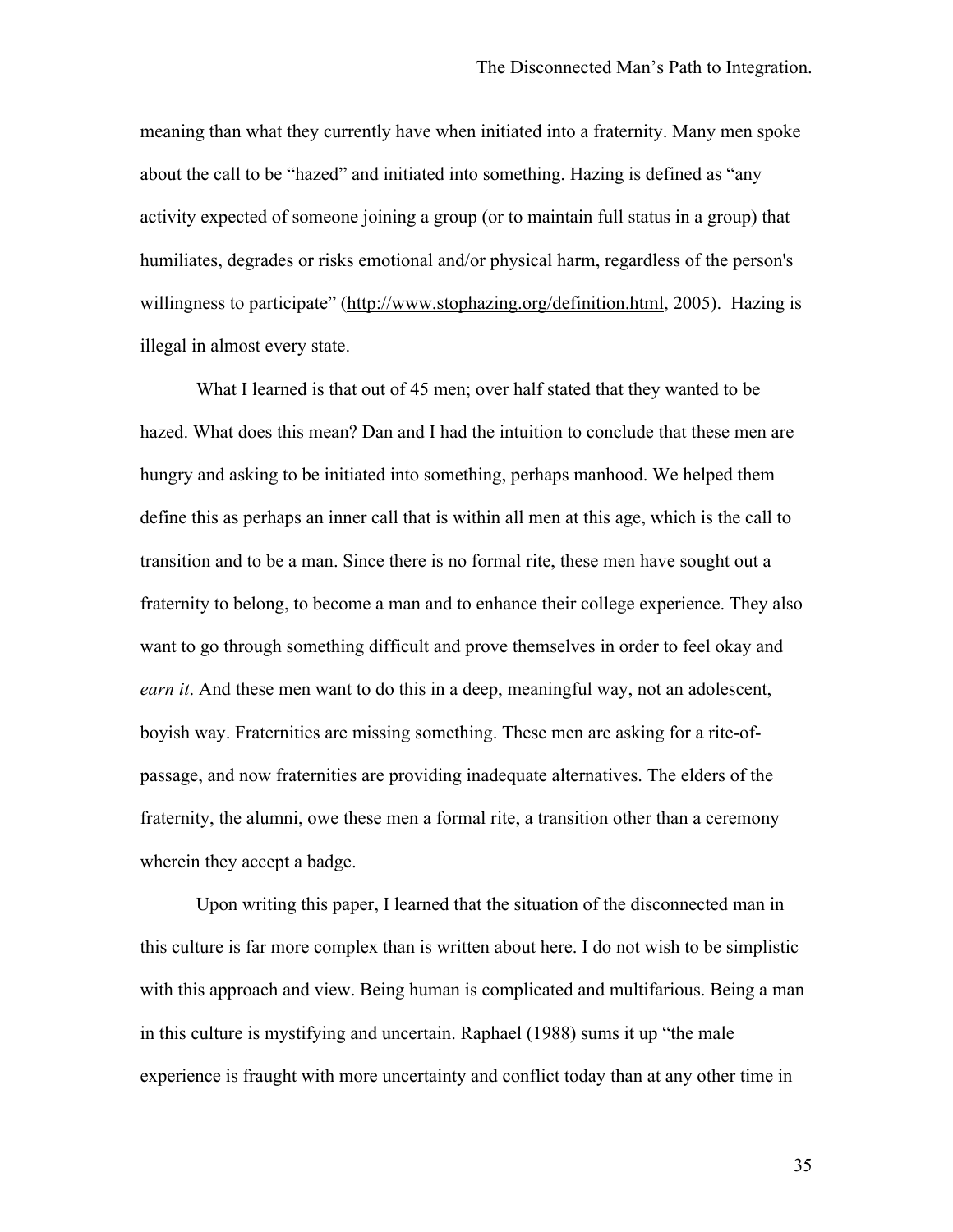meaning than what they currently have when initiated into a fraternity. Many men spoke about the call to be "hazed" and initiated into something. Hazing is defined as "any activity expected of someone joining a group (or to maintain full status in a group) that humiliates, degrades or risks emotional and/or physical harm, regardless of the person's willingness to participate" (http://www.stophazing.org/definition.html, 2005). Hazing is illegal in almost every state.

What I learned is that out of 45 men; over half stated that they wanted to be hazed. What does this mean? Dan and I had the intuition to conclude that these men are hungry and asking to be initiated into something, perhaps manhood. We helped them define this as perhaps an inner call that is within all men at this age, which is the call to transition and to be a man. Since there is no formal rite, these men have sought out a fraternity to belong, to become a man and to enhance their college experience. They also want to go through something difficult and prove themselves in order to feel okay and *earn it*. And these men want to do this in a deep, meaningful way, not an adolescent, boyish way. Fraternities are missing something. These men are asking for a rite-of-passage, and now fraternities are providing inadequate alternatives. The elders of the fraternity, the alumni, owe these men a formal rite, a transition other than a ceremony wherein they accept a badge.

Upon writing this paper, I learned that the situation of the disconnected man in this culture is far more complex than is written about here. I do not wish to be simplistic with this approach and view. Being human is complicated and multifarious. Being a man in this culture is mystifying and uncertain. Raphael (1988) sums it up "the male experience is fraught with more uncertainty and conflict today than at any other time in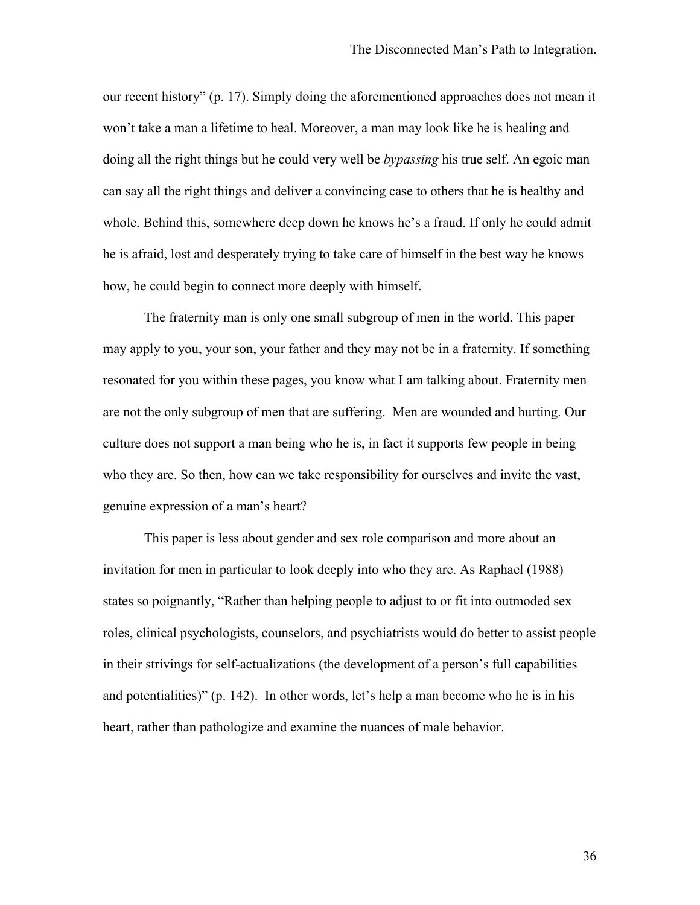our recent history" (p. 17). Simply doing the aforementioned approaches does not mean it won't take a man a lifetime to heal. Moreover, a man may look like he is healing and doing all the right things but he could very well be *bypassing* his true self. An egoic man can say all the right things and deliver a convincing case to others that he is healthy and whole. Behind this, somewhere deep down he knows he's a fraud. If only he could admit he is afraid, lost and desperately trying to take care of himself in the best way he knows how, he could begin to connect more deeply with himself.

The fraternity man is only one small subgroup of men in the world. This paper may apply to you, your son, your father and they may not be in a fraternity. If something resonated for you within these pages, you know what I am talking about. Fraternity men are not the only subgroup of men that are suffering. Men are wounded and hurting. Our culture does not support a man being who he is, in fact it supports few people in being who they are. So then, how can we take responsibility for ourselves and invite the vast, genuine expression of a man's heart?

This paper is less about gender and sex role comparison and more about an invitation for men in particular to look deeply into who they are. As Raphael (1988) states so poignantly, "Rather than helping people to adjust to or fit into outmoded sex roles, clinical psychologists, counselors, and psychiatrists would do better to assist people in their strivings for self-actualizations (the development of a person's full capabilities and potentialities)" (p. 142). In other words, let's help a man become who he is in his heart, rather than pathologize and examine the nuances of male behavior.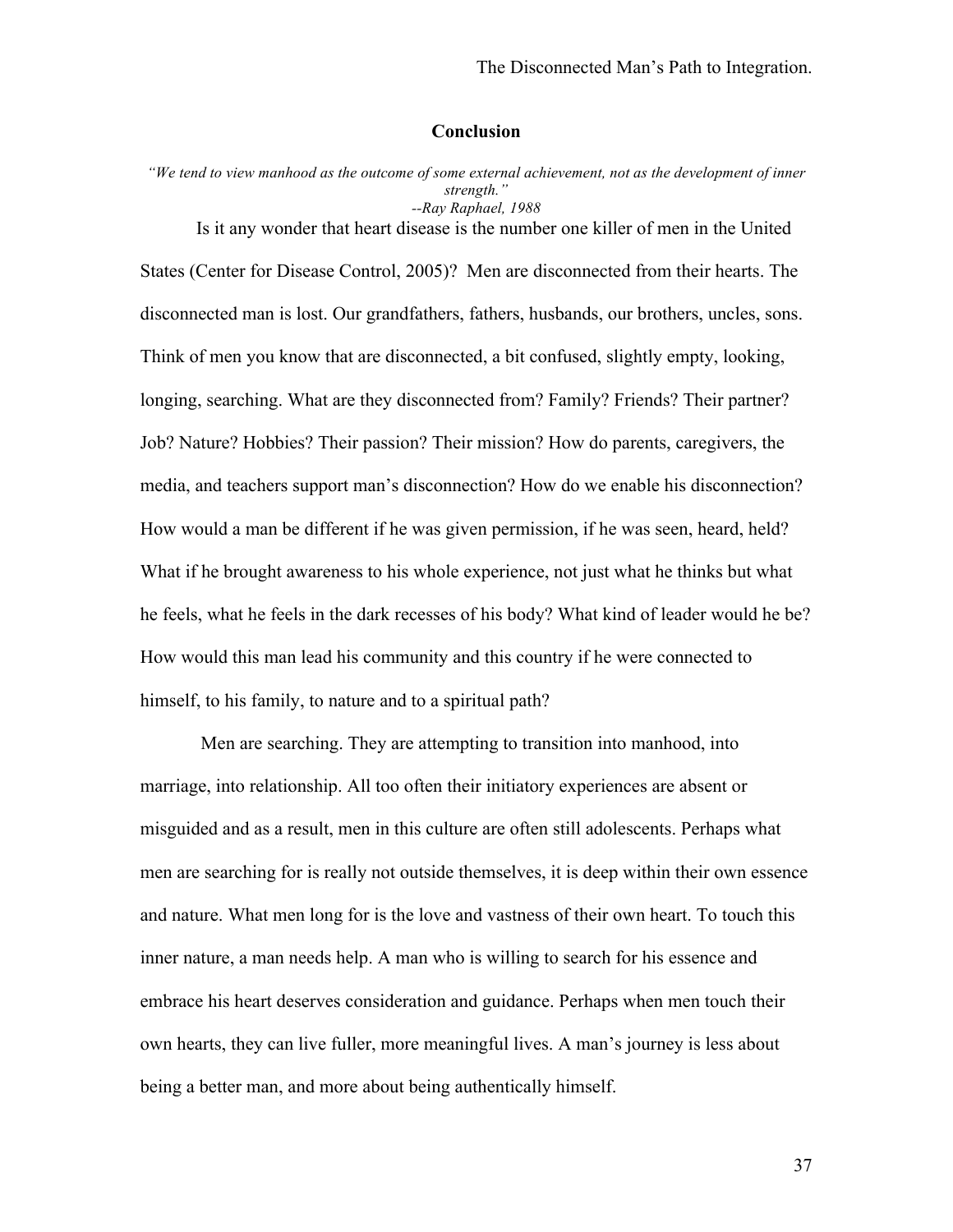## Conclusion

*"We tend to view manhood as the outcome of some external achievement, not as the development of inner strength."*
*--Ray Raphael, 1988*

Is it any wonder that heart disease is the number one killer of men in the United States (Center for Disease Control, 2005)? Men are disconnected from their hearts. The disconnected man is lost. Our grandfathers, fathers, husbands, our brothers, uncles, sons. Think of men you know that are disconnected, a bit confused, slightly empty, looking, longing, searching. What are they disconnected from? Family? Friends? Their partner? Job? Nature? Hobbies? Their passion? Their mission? How do parents, caregivers, the media, and teachers support man's disconnection? How do we enable his disconnection? How would a man be different if he was given permission, if he was seen, heard, held? What if he brought awareness to his whole experience, not just what he thinks but what he feels, what he feels in the dark recesses of his body? What kind of leader would he be? How would this man lead his community and this country if he were connected to himself, to his family, to nature and to a spiritual path?

Men are searching. They are attempting to transition into manhood, into marriage, into relationship. All too often their initiatory experiences are absent or misguided and as a result, men in this culture are often still adolescents. Perhaps what men are searching for is really not outside themselves, it is deep within their own essence and nature. What men long for is the love and vastness of their own heart. To touch this inner nature, a man needs help. A man who is willing to search for his essence and embrace his heart deserves consideration and guidance. Perhaps when men touch their own hearts, they can live fuller, more meaningful lives. A man's journey is less about being a better man, and more about being authentically himself.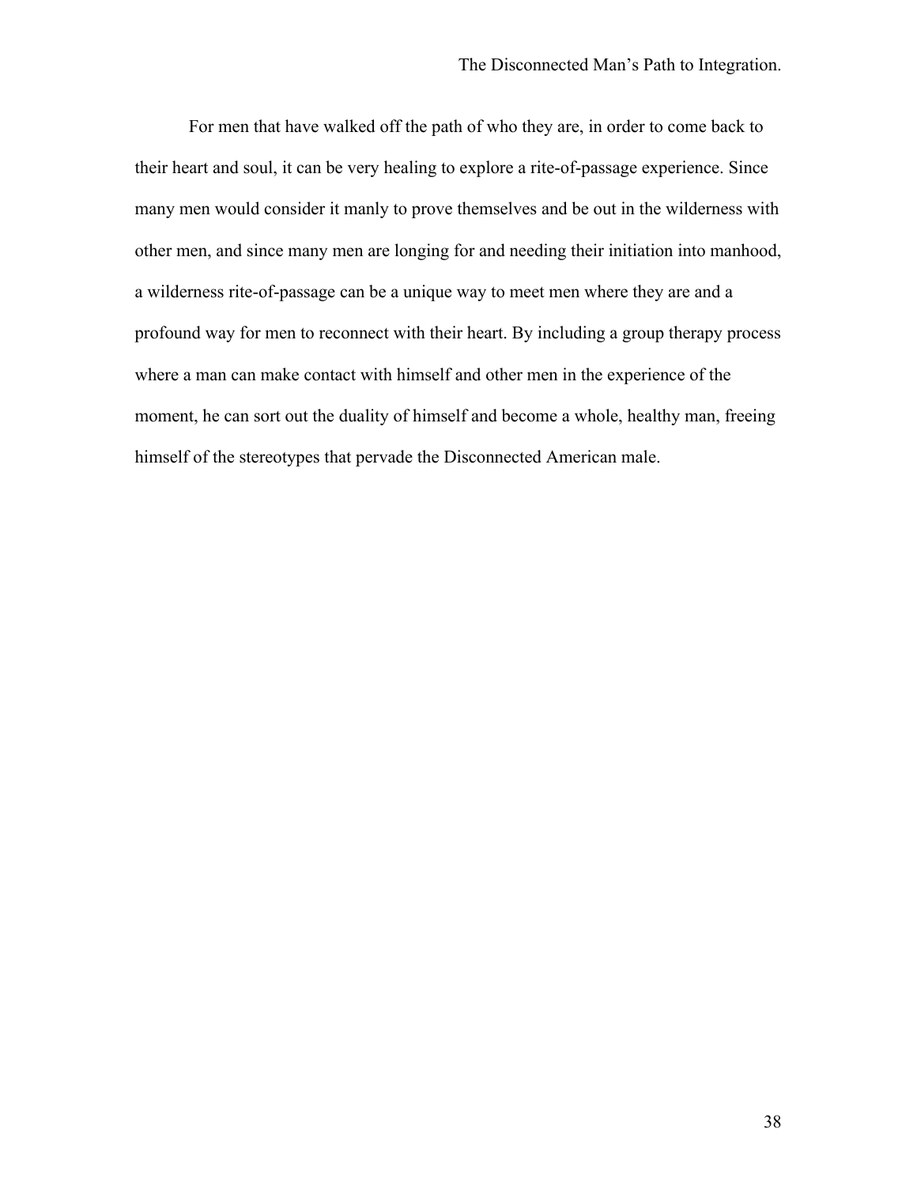For men that have walked off the path of who they are, in order to come back to their heart and soul, it can be very healing to explore a rite-of-passage experience. Since many men would consider it manly to prove themselves and be out in the wilderness with other men, and since many men are longing for and needing their initiation into manhood, a wilderness rite-of-passage can be a unique way to meet men where they are and a profound way for men to reconnect with their heart. By including a group therapy process where a man can make contact with himself and other men in the experience of the moment, he can sort out the duality of himself and become a whole, healthy man, freeing himself of the stereotypes that pervade the Disconnected American male.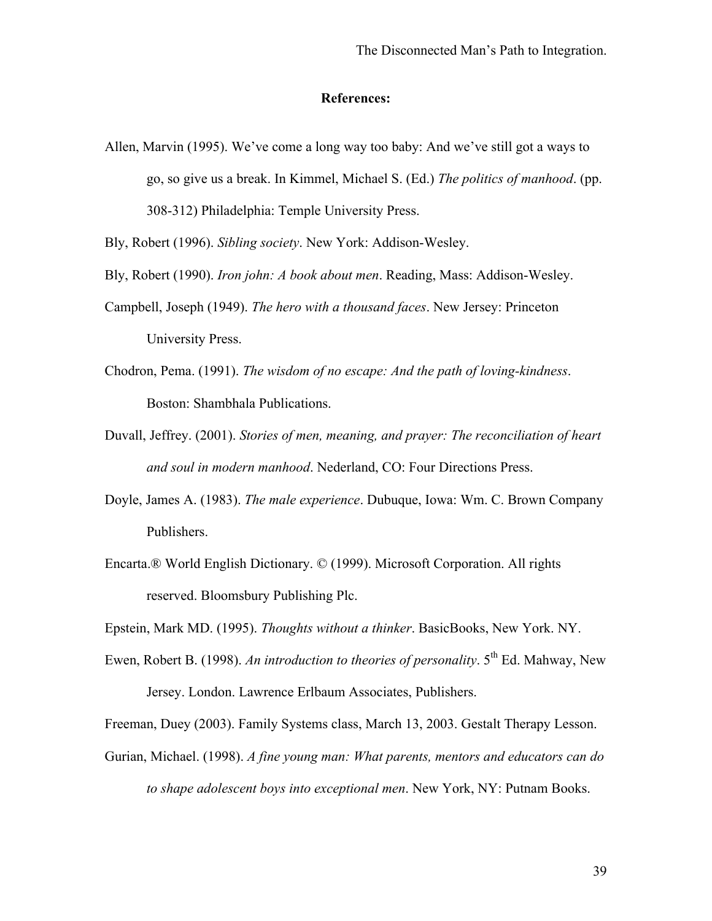**References:**

Allen, Marvin (1995). We've come a long way too baby: And we've still got a ways to go, so give us a break. In Kimmel, Michael S. (Ed.) *The politics of manhood*. (pp. 308-312) Philadelphia: Temple University Press.

Bly, Robert (1996). *Sibling society*. New York: Addison-Wesley.

Bly, Robert (1990). *Iron john: A book about men*. Reading, Mass: Addison-Wesley.

Campbell, Joseph (1949). *The hero with a thousand faces*. New Jersey: Princeton University Press.

Chodron, Pema. (1991). *The wisdom of no escape: And the path of loving-kindness*. Boston: Shambhala Publications.

Duvall, Jeffrey. (2001). *Stories of men, meaning, and prayer: The reconciliation of heart and soul in modern manhood*. Nederland, CO: Four Directions Press.

Doyle, James A. (1983). *The male experience*. Dubuque, Iowa: Wm. C. Brown Company Publishers.

Encarta.® World English Dictionary. © (1999). Microsoft Corporation. All rights reserved. Bloomsbury Publishing Plc.

Epstein, Mark MD. (1995). *Thoughts without a thinker*. BasicBooks, New York. NY.

Ewen, Robert B. (1998). *An introduction to theories of personality*. 5th Ed. Mahway, New Jersey. London. Lawrence Erlbaum Associates, Publishers.

Freeman, Duey (2003). Family Systems class, March 13, 2003. Gestalt Therapy Lesson.

Gurian, Michael. (1998). *A fine young man: What parents, mentors and educators can do to shape adolescent boys into exceptional men*. New York, NY: Putnam Books.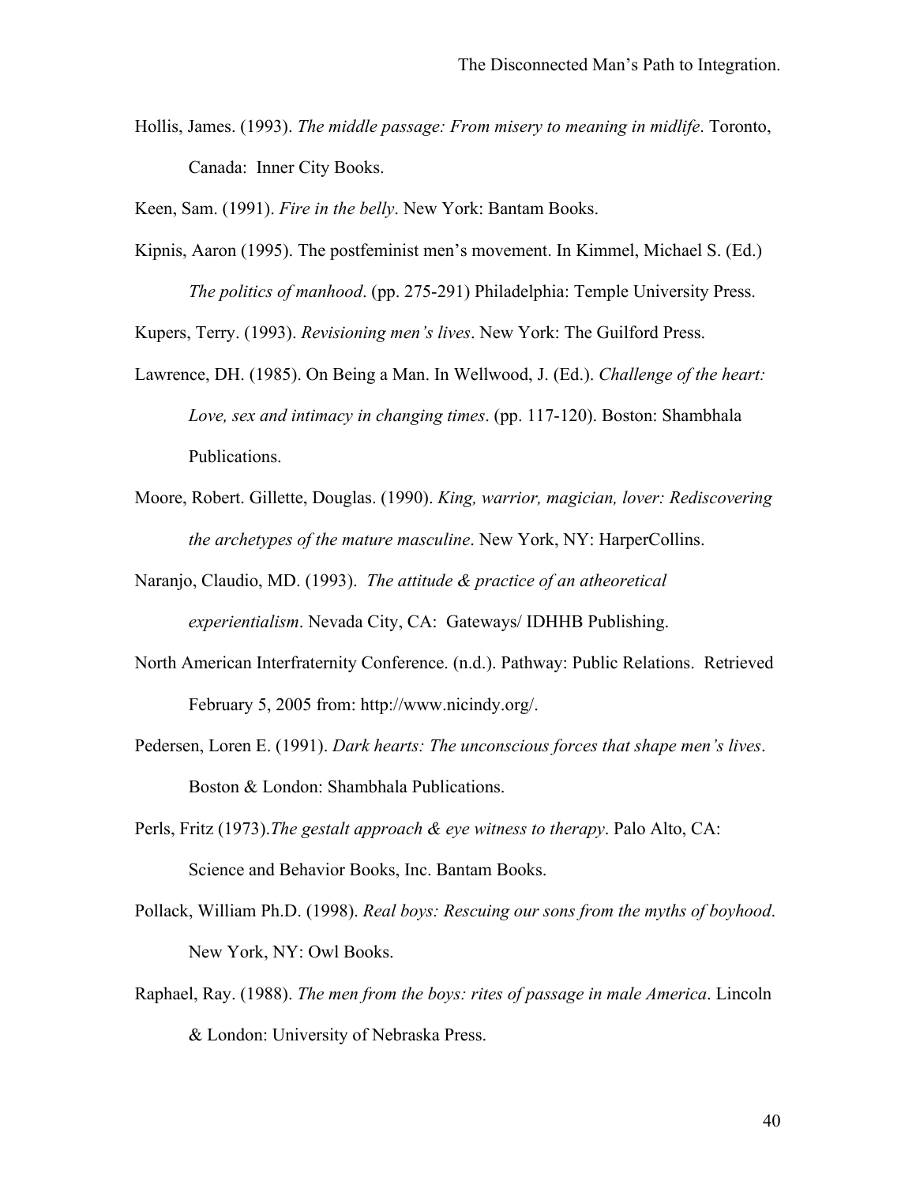Hollis, James. (1993). *The middle passage: From misery to meaning in midlife*. Toronto, Canada: Inner City Books.

Keen, Sam. (1991). *Fire in the belly*. New York: Bantam Books.

Kipnis, Aaron (1995). The postfeminist men's movement. In Kimmel, Michael S. (Ed.) *The politics of manhood*. (pp. 275-291) Philadelphia: Temple University Press.

Kupers, Terry. (1993). *Revisioning men's lives*. New York: The Guilford Press.

Lawrence, DH. (1985). On Being a Man. In Wellwood, J. (Ed.). *Challenge of the heart: Love, sex and intimacy in changing times*. (pp. 117-120). Boston: Shambhala Publications.

Moore, Robert. Gillette, Douglas. (1990). *King, warrior, magician, lover: Rediscovering the archetypes of the mature masculine*. New York, NY: HarperCollins.

Naranjo, Claudio, MD. (1993). *The attitude & practice of an atheoretical experientialism*. Nevada City, CA: Gateways/ IDHHB Publishing.

North American Interfraternity Conference. (n.d.). Pathway: Public Relations. Retrieved February 5, 2005 from: http://www.nicindy.org/.

Pedersen, Loren E. (1991). *Dark hearts: The unconscious forces that shape men's lives*. Boston & London: Shambhala Publications.

Perls, Fritz (1973).*The gestalt approach & eye witness to therapy*. Palo Alto, CA: Science and Behavior Books, Inc. Bantam Books.

Pollack, William Ph.D. (1998). *Real boys: Rescuing our sons from the myths of boyhood*. New York, NY: Owl Books.

Raphael, Ray. (1988). *The men from the boys: rites of passage in male America*. Lincoln & London: University of Nebraska Press.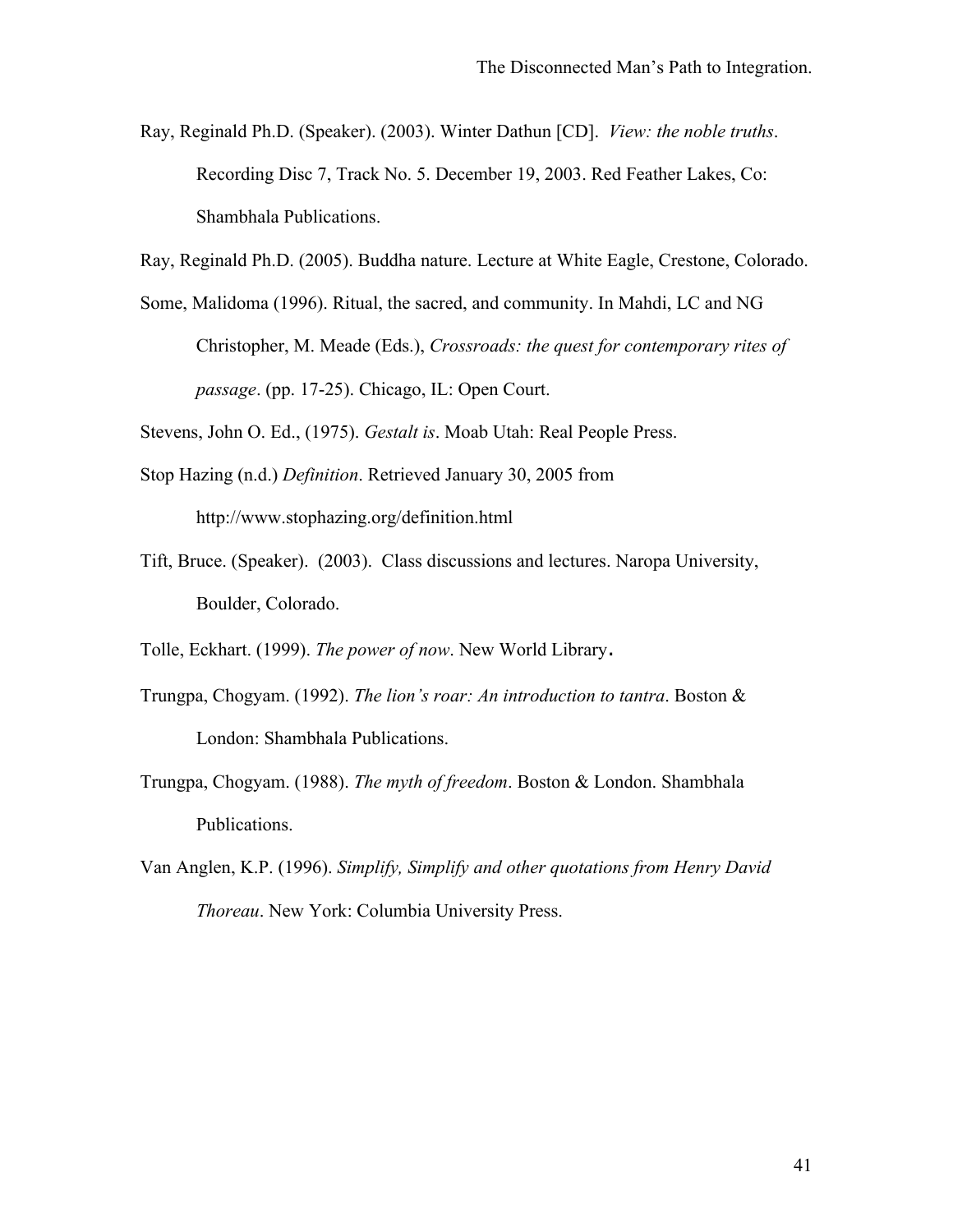Ray, Reginald Ph.D. (Speaker). (2003). Winter Dathun [CD]. *View: the noble truths*. Recording Disc 7, Track No. 5. December 19, 2003. Red Feather Lakes, Co: Shambhala Publications.

Ray, Reginald Ph.D. (2005). Buddha nature. Lecture at White Eagle, Crestone, Colorado.

Some, Malidoma (1996). Ritual, the sacred, and community. In Mahdi, LC and NG Christopher, M. Meade (Eds.), *Crossroads: the quest for contemporary rites of passage*. (pp. 17-25). Chicago, IL: Open Court.

Stevens, John O. Ed., (1975). *Gestalt is*. Moab Utah: Real People Press.

Stop Hazing (n.d.) *Definition*. Retrieved January 30, 2005 from http://www.stophazing.org/definition.html

Tift, Bruce. (Speaker). (2003). Class discussions and lectures. Naropa University, Boulder, Colorado.

Tolle, Eckhart. (1999). *The power of now*. New World Library.

Trungpa, Chogyam. (1992). *The lion's roar: An introduction to tantra*. Boston & London: Shambhala Publications.

Trungpa, Chogyam. (1988). *The myth of freedom*. Boston & London. Shambhala Publications.

Van Anglen, K.P. (1996). *Simplify, Simplify and other quotations from Henry David Thoreau*. New York: Columbia University Press.